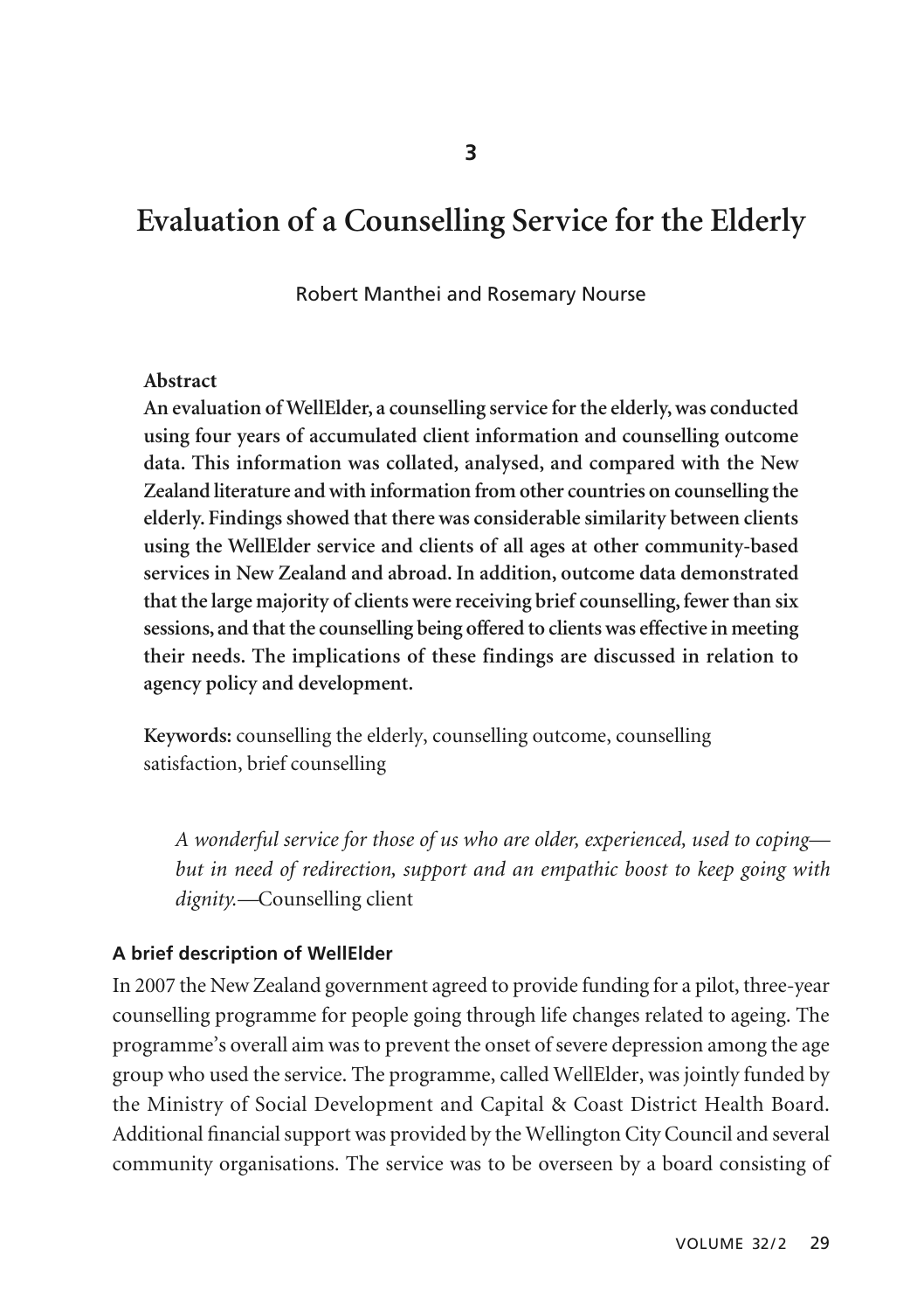3

# Evaluation of a Counselling Service for the Elderly

Robert Manthei and Rosemary Nourse

**Abstract**

**An evaluation of WellElder, a counselling service for the elderly, was conducted using four years of accumulated client information and counselling outcome data. This information was collated, analysed, and compared with the New Zealand literature and with information from other countries on counselling the elderly. Findings showed that there was considerable similarity between clients using the WellElder service and clients of all ages at other community-based services in New Zealand and abroad. In addition, outcome data demonstrated that the large majority of clients were receiving brief counselling, fewer than six sessions, and that the counselling being offered to clients was effective in meeting their needs. The implications of these findings are discussed in relation to agency policy and development.**

**Keywords:** counselling the elderly, counselling outcome, counselling satisfaction, brief counselling

> *A wonderful service for those of us who are older, experienced, used to coping—but in need of redirection, support and an empathic boost to keep going with dignity.*—Counselling client

### A brief description of WellElder

In 2007 the New Zealand government agreed to provide funding for a pilot, three-year counselling programme for people going through life changes related to ageing. The programme's overall aim was to prevent the onset of severe depression among the age group who used the service. The programme, called WellElder, was jointly funded by the Ministry of Social Development and Capital & Coast District Health Board. Additional financial support was provided by the Wellington City Council and several community organisations. The service was to be overseen by a board consisting of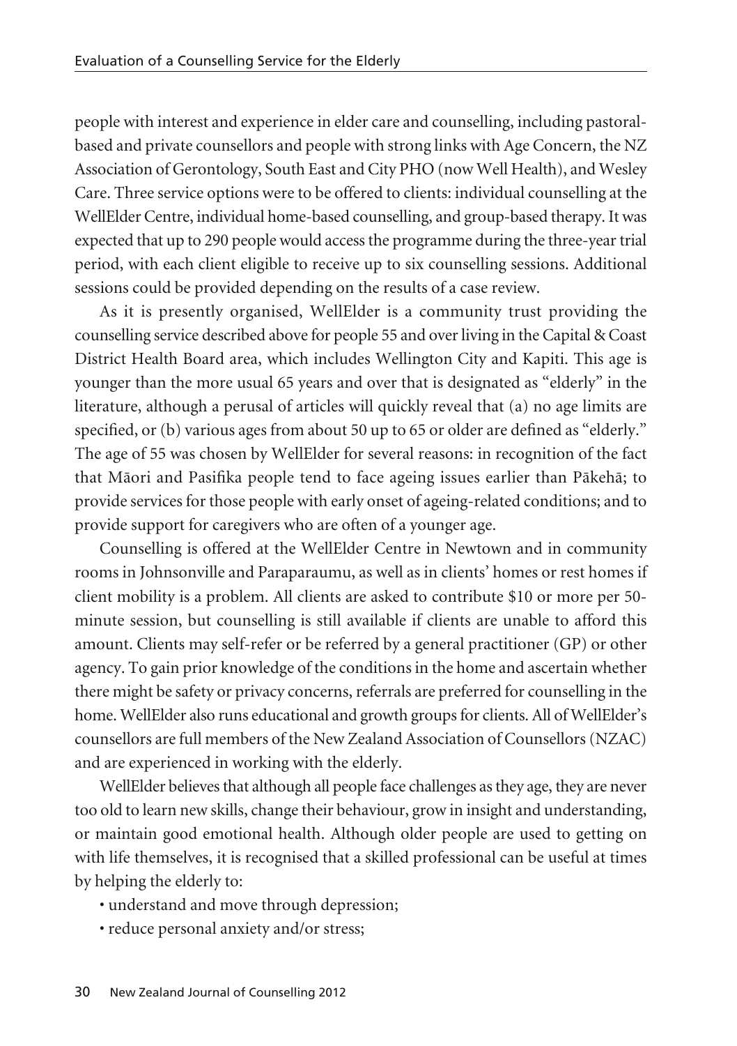people with interest and experience in elder care and counselling, including pastoral-based and private counsellors and people with strong links with Age Concern, the NZ Association of Gerontology, South East and City PHO (now Well Health), and Wesley Care. Three service options were to be offered to clients: individual counselling at the WellElder Centre, individual home-based counselling, and group-based therapy. It was expected that up to 290 people would access the programme during the three-year trial period, with each client eligible to receive up to six counselling sessions. Additional sessions could be provided depending on the results of a case review.

As it is presently organised, WellElder is a community trust providing the counselling service described above for people 55 and over living in the Capital & Coast District Health Board area, which includes Wellington City and Kapiti. This age is younger than the more usual 65 years and over that is designated as "elderly" in the literature, although a perusal of articles will quickly reveal that (a) no age limits are specified, or (b) various ages from about 50 up to 65 or older are defined as "elderly." The age of 55 was chosen by WellElder for several reasons: in recognition of the fact that Māori and Pasifika people tend to face ageing issues earlier than Pākehā; to provide services for those people with early onset of ageing-related conditions; and to provide support for caregivers who are often of a younger age.

Counselling is offered at the WellElder Centre in Newtown and in community rooms in Johnsonville and Paraparaumu, as well as in clients' homes or rest homes if client mobility is a problem. All clients are asked to contribute $10 or more per 50-minute session, but counselling is still available if clients are unable to afford this amount. Clients may self-refer or be referred by a general practitioner (GP) or other agency. To gain prior knowledge of the conditions in the home and ascertain whether there might be safety or privacy concerns, referrals are preferred for counselling in the home. WellElder also runs educational and growth groups for clients. All of WellElder's counsellors are full members of the New Zealand Association of Counsellors (NZAC) and are experienced in working with the elderly.

WellElder believes that although all people face challenges as they age, they are never too old to learn new skills, change their behaviour, grow in insight and understanding, or maintain good emotional health. Although older people are used to getting on with life themselves, it is recognised that a skilled professional can be useful at times by helping the elderly to:

- understand and move through depression;
- reduce personal anxiety and/or stress;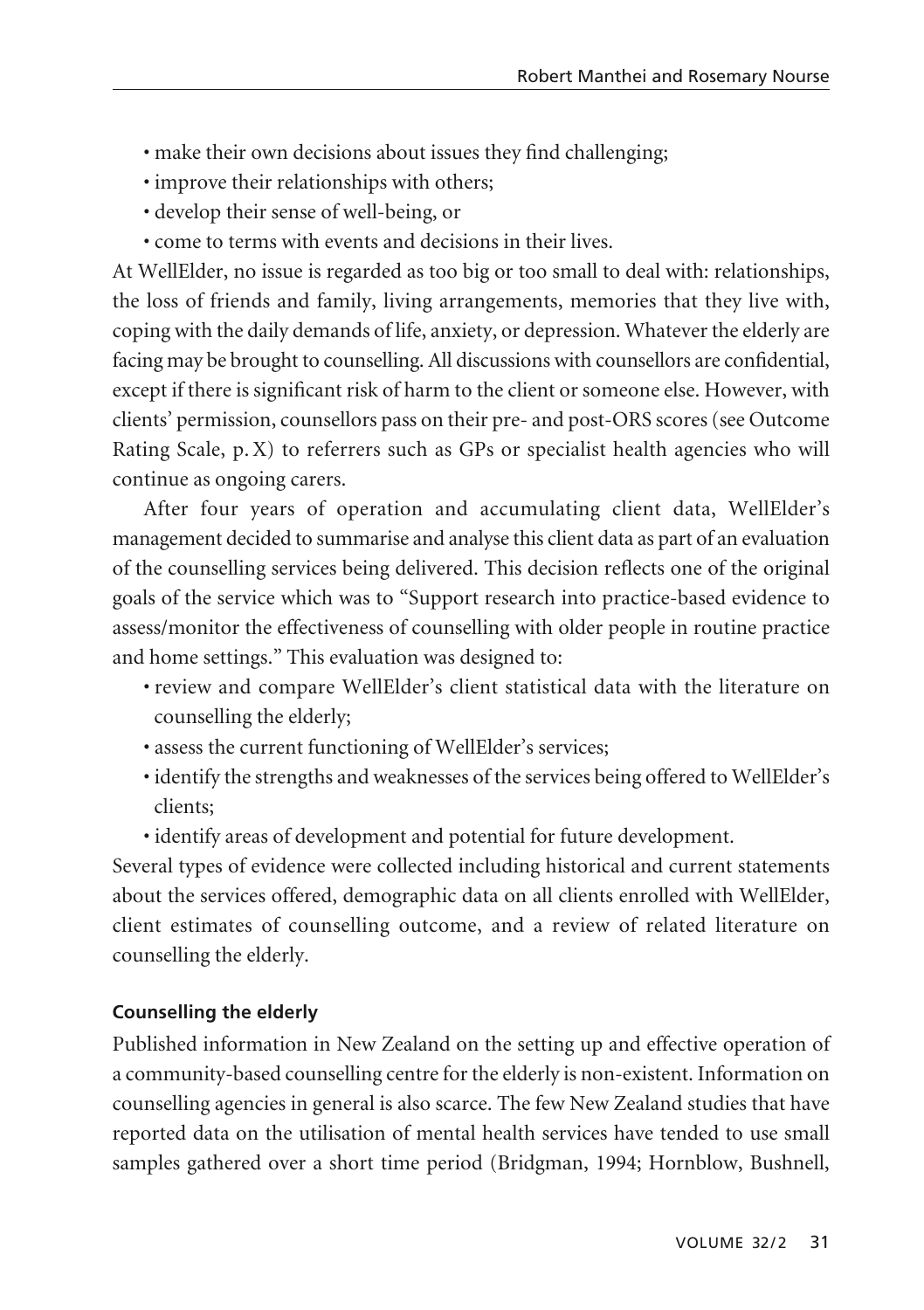- make their own decisions about issues they find challenging;
- improve their relationships with others;
- develop their sense of well-being, or
- come to terms with events and decisions in their lives.

At WellElder, no issue is regarded as too big or too small to deal with: relationships, the loss of friends and family, living arrangements, memories that they live with, coping with the daily demands of life, anxiety, or depression. Whatever the elderly are facing may be brought to counselling. All discussions with counsellors are confidential, except if there is significant risk of harm to the client or someone else. However, with clients' permission, counsellors pass on their pre- and post-ORS scores (see Outcome Rating Scale, p. X) to referrers such as GPs or specialist health agencies who will continue as ongoing carers.

After four years of operation and accumulating client data, WellElder's management decided to summarise and analyse this client data as part of an evaluation of the counselling services being delivered. This decision reflects one of the original goals of the service which was to "Support research into practice-based evidence to assess/monitor the effectiveness of counselling with older people in routine practice and home settings." This evaluation was designed to:

- review and compare WellElder's client statistical data with the literature on counselling the elderly;
- assess the current functioning of WellElder's services;
- identify the strengths and weaknesses of the services being offered to WellElder's clients;
- identify areas of development and potential for future development.

Several types of evidence were collected including historical and current statements about the services offered, demographic data on all clients enrolled with WellElder, client estimates of counselling outcome, and a review of related literature on counselling the elderly.

### Counselling the elderly

Published information in New Zealand on the setting up and effective operation of a community-based counselling centre for the elderly is non-existent. Information on counselling agencies in general is also scarce. The few New Zealand studies that have reported data on the utilisation of mental health services have tended to use small samples gathered over a short time period (Bridgman, 1994; Hornblow, Bushnell,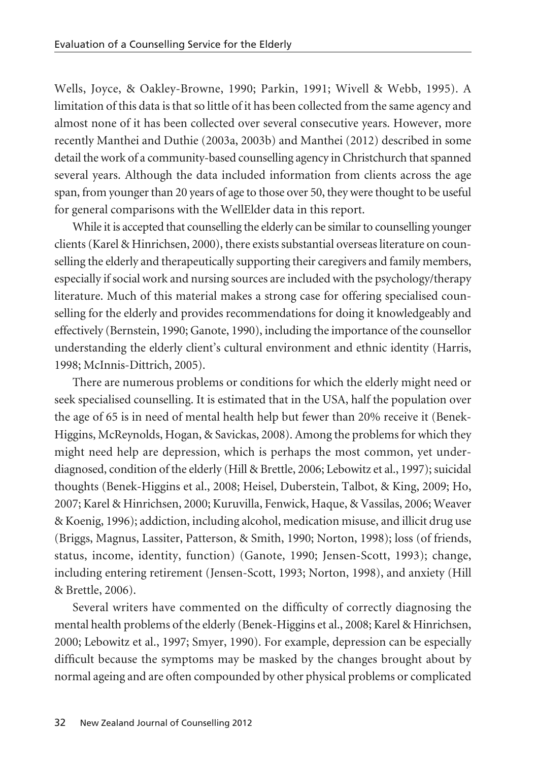Wells, Joyce, & Oakley-Browne, 1990; Parkin, 1991; Wivell & Webb, 1995). A limitation of this data is that so little of it has been collected from the same agency and almost none of it has been collected over several consecutive years. However, more recently Manthei and Duthie (2003a, 2003b) and Manthei (2012) described in some detail the work of a community-based counselling agency in Christchurch that spanned several years. Although the data included information from clients across the age span, from younger than 20 years of age to those over 50, they were thought to be useful for general comparisons with the WellElder data in this report.

While it is accepted that counselling the elderly can be similar to counselling younger clients (Karel & Hinrichsen, 2000), there exists substantial overseas literature on counselling the elderly and therapeutically supporting their caregivers and family members, especially if social work and nursing sources are included with the psychology/therapy literature. Much of this material makes a strong case for offering specialised counselling for the elderly and provides recommendations for doing it knowledgeably and effectively (Bernstein, 1990; Ganote, 1990), including the importance of the counsellor understanding the elderly client's cultural environment and ethnic identity (Harris, 1998; McInnis-Dittrich, 2005).

There are numerous problems or conditions for which the elderly might need or seek specialised counselling. It is estimated that in the USA, half the population over the age of 65 is in need of mental health help but fewer than 20% receive it (Benek-Higgins, McReynolds, Hogan, & Savickas, 2008). Among the problems for which they might need help are depression, which is perhaps the most common, yet under-diagnosed, condition of the elderly (Hill & Brettle, 2006; Lebowitz et al., 1997); suicidal thoughts (Benek-Higgins et al., 2008; Heisel, Duberstein, Talbot, & King, 2009; Ho, 2007; Karel & Hinrichsen, 2000; Kuruvilla, Fenwick, Haque, & Vassilas, 2006; Weaver & Koenig, 1996); addiction, including alcohol, medication misuse, and illicit drug use (Briggs, Magnus, Lassiter, Patterson, & Smith, 1990; Norton, 1998); loss (of friends, status, income, identity, function) (Ganote, 1990; Jensen-Scott, 1993); change, including entering retirement (Jensen-Scott, 1993; Norton, 1998), and anxiety (Hill & Brettle, 2006).

Several writers have commented on the difficulty of correctly diagnosing the mental health problems of the elderly (Benek-Higgins et al., 2008; Karel & Hinrichsen, 2000; Lebowitz et al., 1997; Smyer, 1990). For example, depression can be especially difficult because the symptoms may be masked by the changes brought about by normal ageing and are often compounded by other physical problems or complicated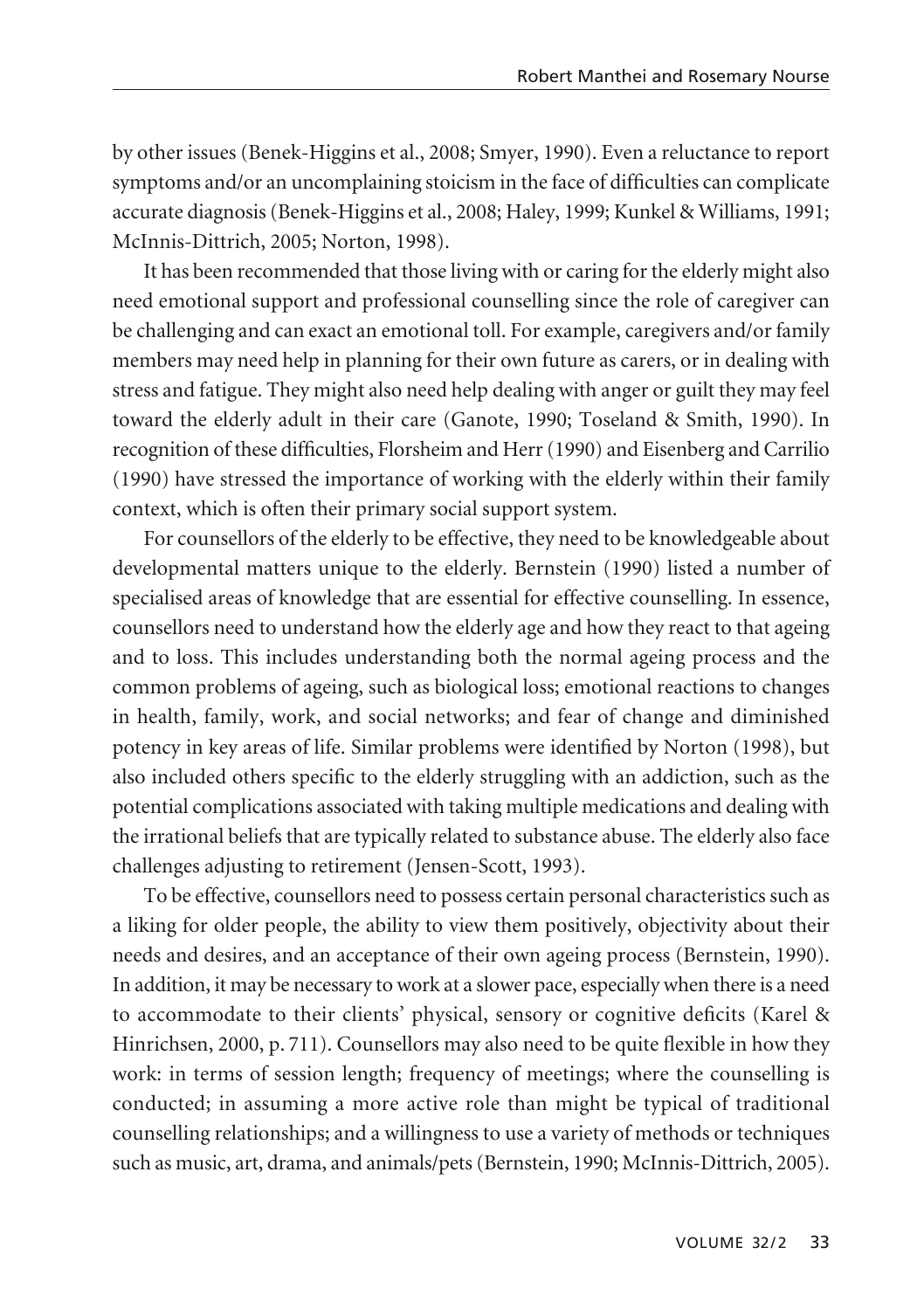by other issues (Benek-Higgins et al., 2008; Smyer, 1990). Even a reluctance to report symptoms and/or an uncomplaining stoicism in the face of difficulties can complicate accurate diagnosis (Benek-Higgins et al., 2008; Haley, 1999; Kunkel & Williams, 1991; McInnis-Dittrich, 2005; Norton, 1998).

It has been recommended that those living with or caring for the elderly might also need emotional support and professional counselling since the role of caregiver can be challenging and can exact an emotional toll. For example, caregivers and/or family members may need help in planning for their own future as carers, or in dealing with stress and fatigue. They might also need help dealing with anger or guilt they may feel toward the elderly adult in their care (Ganote, 1990; Toseland & Smith, 1990). In recognition of these difficulties, Florsheim and Herr (1990) and Eisenberg and Carrilio (1990) have stressed the importance of working with the elderly within their family context, which is often their primary social support system.

For counsellors of the elderly to be effective, they need to be knowledgeable about developmental matters unique to the elderly. Bernstein (1990) listed a number of specialised areas of knowledge that are essential for effective counselling. In essence, counsellors need to understand how the elderly age and how they react to that ageing and to loss. This includes understanding both the normal ageing process and the common problems of ageing, such as biological loss; emotional reactions to changes in health, family, work, and social networks; and fear of change and diminished potency in key areas of life. Similar problems were identified by Norton (1998), but also included others specific to the elderly struggling with an addiction, such as the potential complications associated with taking multiple medications and dealing with the irrational beliefs that are typically related to substance abuse. The elderly also face challenges adjusting to retirement (Jensen-Scott, 1993).

To be effective, counsellors need to possess certain personal characteristics such as a liking for older people, the ability to view them positively, objectivity about their needs and desires, and an acceptance of their own ageing process (Bernstein, 1990). In addition, it may be necessary to work at a slower pace, especially when there is a need to accommodate to their clients' physical, sensory or cognitive deficits (Karel & Hinrichsen, 2000, p. 711). Counsellors may also need to be quite flexible in how they work: in terms of session length; frequency of meetings; where the counselling is conducted; in assuming a more active role than might be typical of traditional counselling relationships; and a willingness to use a variety of methods or techniques such as music, art, drama, and animals/pets (Bernstein, 1990; McInnis-Dittrich, 2005).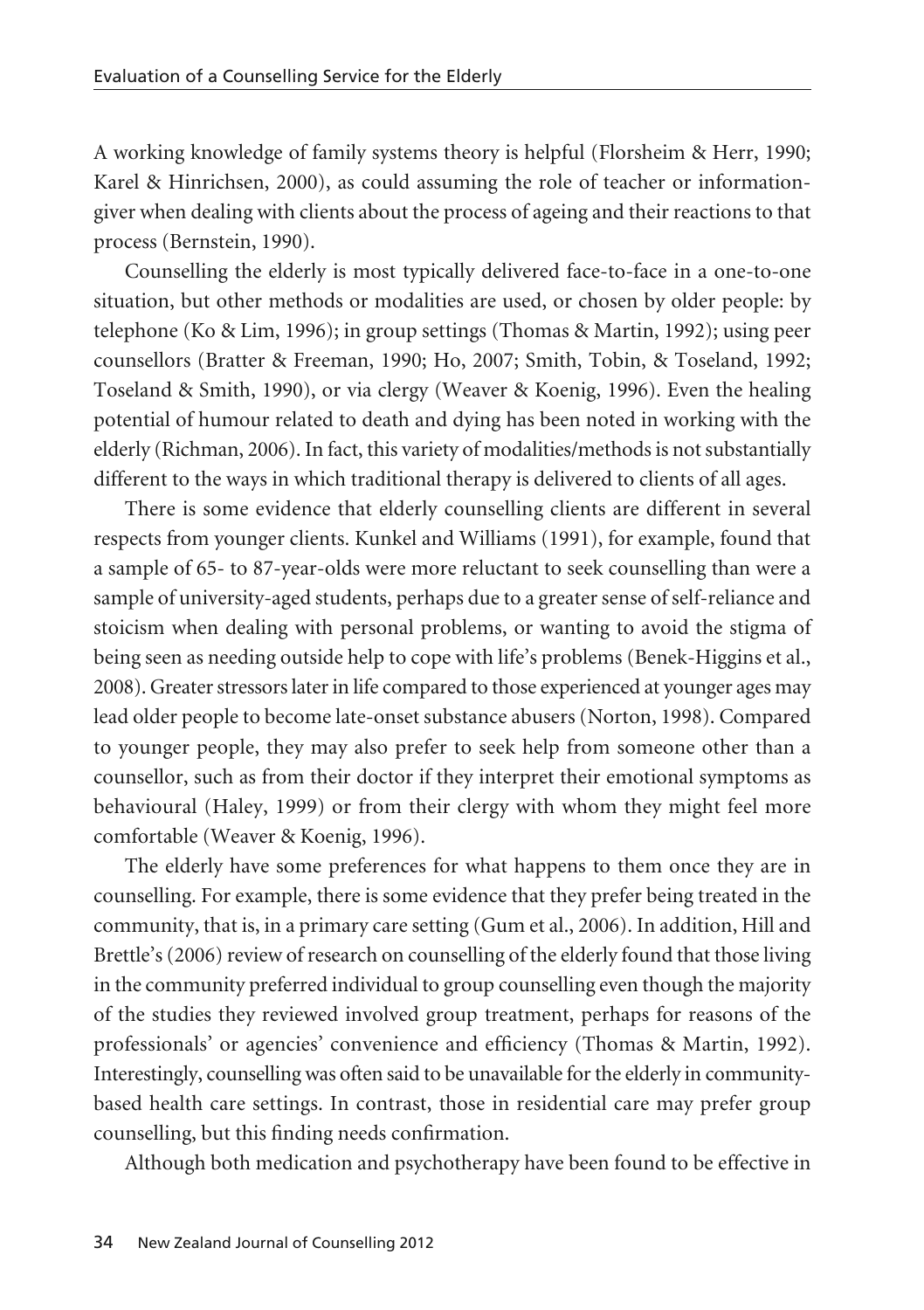A working knowledge of family systems theory is helpful (Florsheim & Herr, 1990; Karel & Hinrichsen, 2000), as could assuming the role of teacher or information-giver when dealing with clients about the process of ageing and their reactions to that process (Bernstein, 1990).

Counselling the elderly is most typically delivered face-to-face in a one-to-one situation, but other methods or modalities are used, or chosen by older people: by telephone (Ko & Lim, 1996); in group settings (Thomas & Martin, 1992); using peer counsellors (Bratter & Freeman, 1990; Ho, 2007; Smith, Tobin, & Toseland, 1992; Toseland & Smith, 1990), or via clergy (Weaver & Koenig, 1996). Even the healing potential of humour related to death and dying has been noted in working with the elderly (Richman, 2006). In fact, this variety of modalities/methods is not substantially different to the ways in which traditional therapy is delivered to clients of all ages.

There is some evidence that elderly counselling clients are different in several respects from younger clients. Kunkel and Williams (1991), for example, found that a sample of 65- to 87-year-olds were more reluctant to seek counselling than were a sample of university-aged students, perhaps due to a greater sense of self-reliance and stoicism when dealing with personal problems, or wanting to avoid the stigma of being seen as needing outside help to cope with life's problems (Benek-Higgins et al., 2008). Greater stressors later in life compared to those experienced at younger ages may lead older people to become late-onset substance abusers (Norton, 1998). Compared to younger people, they may also prefer to seek help from someone other than a counsellor, such as from their doctor if they interpret their emotional symptoms as behavioural (Haley, 1999) or from their clergy with whom they might feel more comfortable (Weaver & Koenig, 1996).

The elderly have some preferences for what happens to them once they are in counselling. For example, there is some evidence that they prefer being treated in the community, that is, in a primary care setting (Gum et al., 2006). In addition, Hill and Brettle's (2006) review of research on counselling of the elderly found that those living in the community preferred individual to group counselling even though the majority of the studies they reviewed involved group treatment, perhaps for reasons of the professionals' or agencies' convenience and efficiency (Thomas & Martin, 1992). Interestingly, counselling was often said to be unavailable for the elderly in community-based health care settings. In contrast, those in residential care may prefer group counselling, but this finding needs confirmation.

Although both medication and psychotherapy have been found to be effective in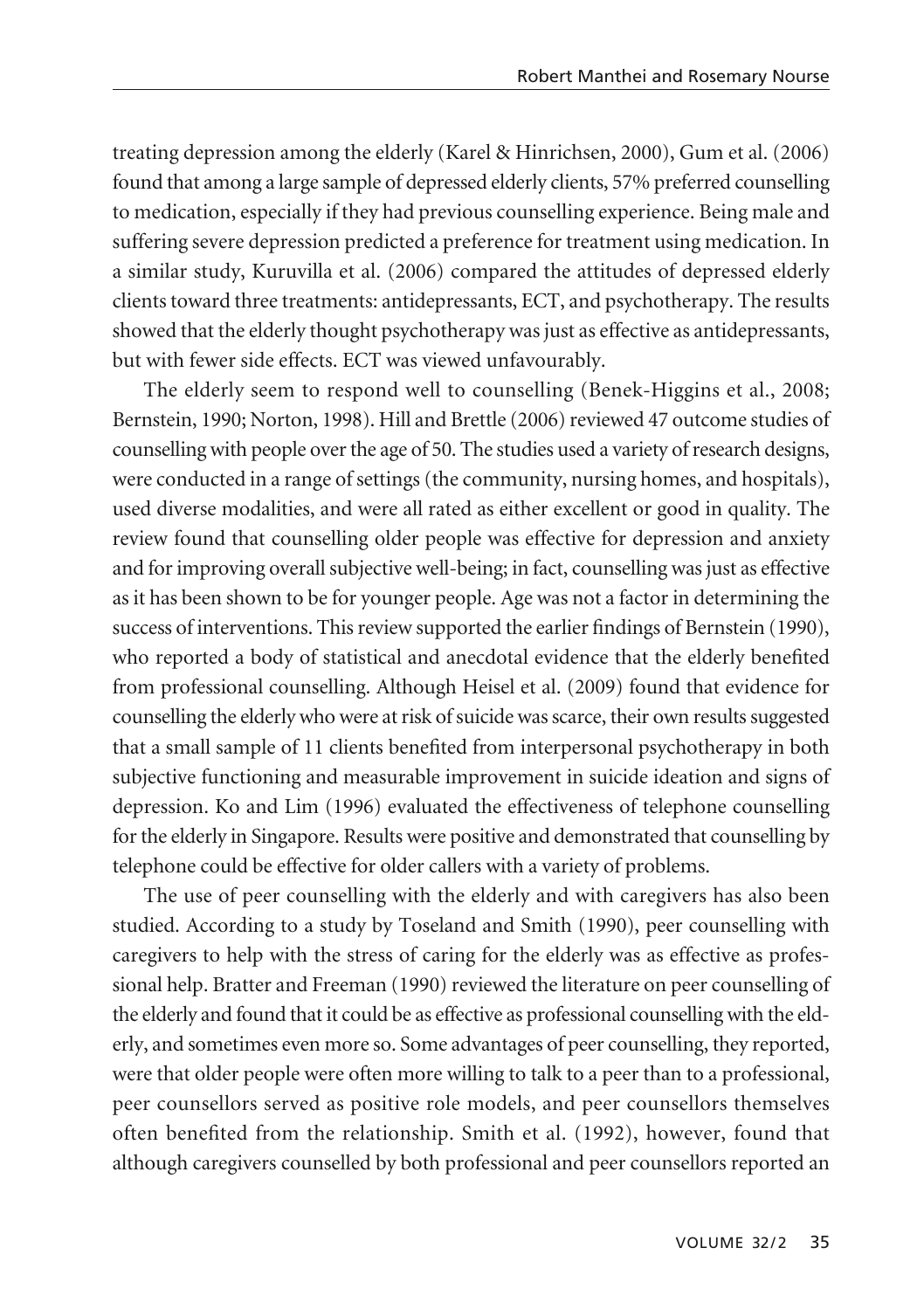treating depression among the elderly (Karel & Hinrichsen, 2000), Gum et al. (2006) found that among a large sample of depressed elderly clients, 57% preferred counselling to medication, especially if they had previous counselling experience. Being male and suffering severe depression predicted a preference for treatment using medication. In a similar study, Kuruvilla et al. (2006) compared the attitudes of depressed elderly clients toward three treatments: antidepressants, ECT, and psychotherapy. The results showed that the elderly thought psychotherapy was just as effective as antidepressants, but with fewer side effects. ECT was viewed unfavourably.

The elderly seem to respond well to counselling (Benek-Higgins et al., 2008; Bernstein, 1990; Norton, 1998). Hill and Brettle (2006) reviewed 47 outcome studies of counselling with people over the age of 50. The studies used a variety of research designs, were conducted in a range of settings (the community, nursing homes, and hospitals), used diverse modalities, and were all rated as either excellent or good in quality. The review found that counselling older people was effective for depression and anxiety and for improving overall subjective well-being; in fact, counselling was just as effective as it has been shown to be for younger people. Age was not a factor in determining the success of interventions. This review supported the earlier findings of Bernstein (1990), who reported a body of statistical and anecdotal evidence that the elderly benefited from professional counselling. Although Heisel et al. (2009) found that evidence for counselling the elderly who were at risk of suicide was scarce, their own results suggested that a small sample of 11 clients benefited from interpersonal psychotherapy in both subjective functioning and measurable improvement in suicide ideation and signs of depression. Ko and Lim (1996) evaluated the effectiveness of telephone counselling for the elderly in Singapore. Results were positive and demonstrated that counselling by telephone could be effective for older callers with a variety of problems.

The use of peer counselling with the elderly and with caregivers has also been studied. According to a study by Toseland and Smith (1990), peer counselling with caregivers to help with the stress of caring for the elderly was as effective as professional help. Bratter and Freeman (1990) reviewed the literature on peer counselling of the elderly and found that it could be as effective as professional counselling with the elderly, and sometimes even more so. Some advantages of peer counselling, they reported, were that older people were often more willing to talk to a peer than to a professional, peer counsellors served as positive role models, and peer counsellors themselves often benefited from the relationship. Smith et al. (1992), however, found that although caregivers counselled by both professional and peer counsellors reported an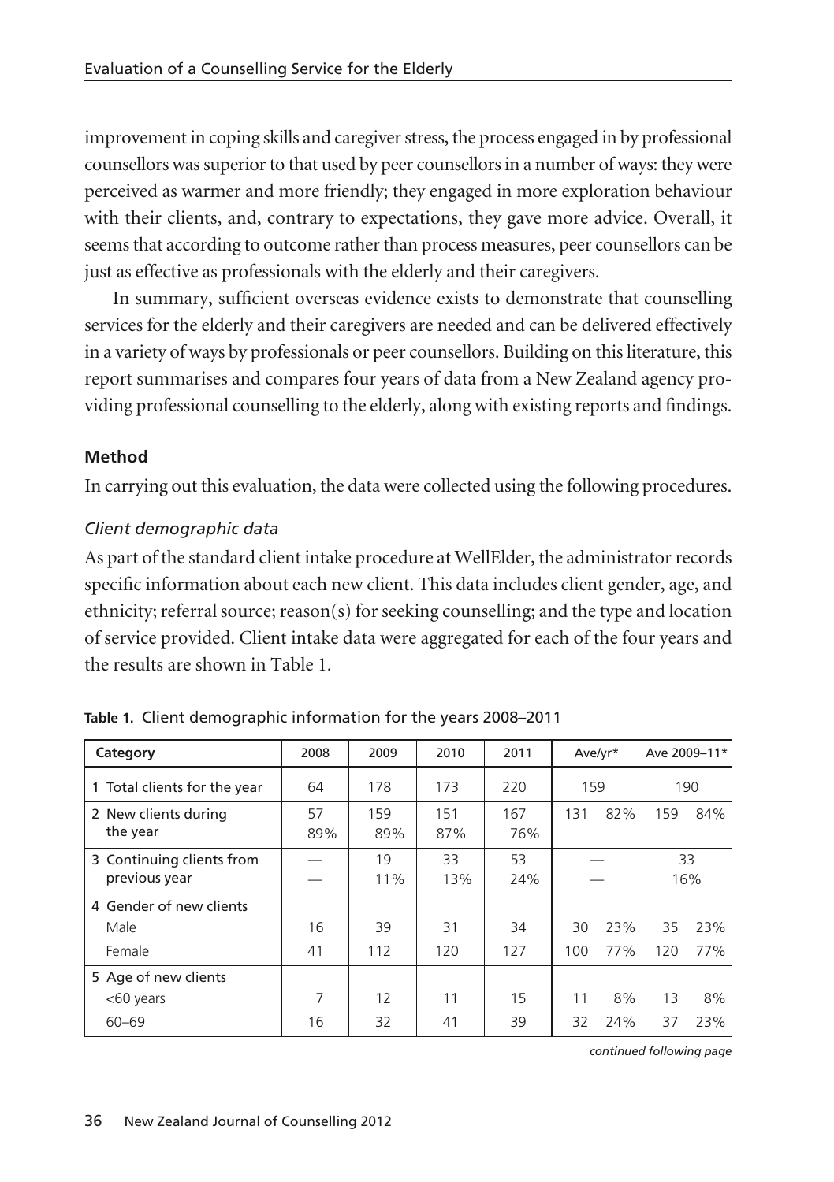improvement in coping skills and caregiver stress, the process engaged in by professional counsellors was superior to that used by peer counsellors in a number of ways: they were perceived as warmer and more friendly; they engaged in more exploration behaviour with their clients, and, contrary to expectations, they gave more advice. Overall, it seems that according to outcome rather than process measures, peer counsellors can be just as effective as professionals with the elderly and their caregivers.

In summary, sufficient overseas evidence exists to demonstrate that counselling services for the elderly and their caregivers are needed and can be delivered effectively in a variety of ways by professionals or peer counsellors. Building on this literature, this report summarises and compares four years of data from a New Zealand agency providing professional counselling to the elderly, along with existing reports and findings.

**Method**

In carrying out this evaluation, the data were collected using the following procedures.

*Client demographic data*

As part of the standard client intake procedure at WellElder, the administrator records specific information about each new client. This data includes client gender, age, and ethnicity; referral source; reason(s) for seeking counselling; and the type and location of service provided. Client intake data were aggregated for each of the four years and the results are shown in Table 1.

**Table 1.** Client demographic information for the years 2008–2011

| Category | 2008 | 2009 | 2010 | 2011 | Ave/yr* | | Ave 2009–11* | |
|---|---|---|---|---|---|---|---|---|
| 1 Total clients for the year | 64 | 178 | 173 | 220 | 159 | | 190 | |
| 2 New clients during the year | 57<br>89% | 159<br>89% | 151<br>87% | 167<br>76% | 131 | 82% | 159 | 84% |
| 3 Continuing clients from previous year | —<br>— | 19<br>11% | 33<br>13% | 53<br>24% | —<br>— | | 33<br>16% | |
| 4 Gender of new clients | | | | | | | | |
| Male | 16 | 39 | 31 | 34 | 30 | 23% | 35 | 23% |
| Female | 41 | 112 | 120 | 127 | 100 | 77% | 120 | 77% |
| 5 Age of new clients | | | | | | | | |
| <60 years | 7 | 12 | 11 | 15 | 11 | 8% | 13 | 8% |
| 60–69 | 16 | 32 | 41 | 39 | 32 | 24% | 37 | 23% |

*continued following page*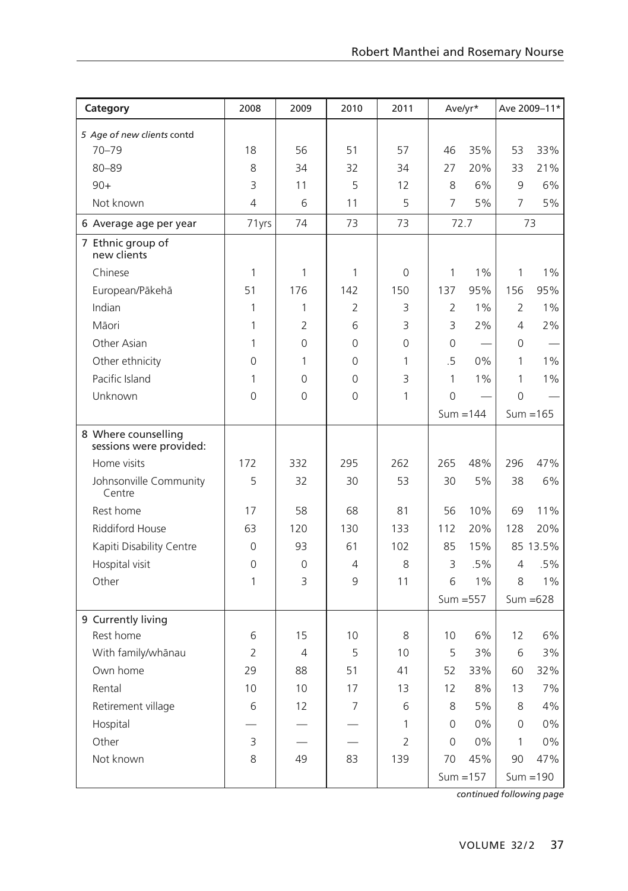| Category | 2008 | 2009 | 2010 | 2011 | Ave/yr* | | Ave 2009–11* | |
|---|---|---|---|---|---|---|---|---|
| *5 Age of new clients* contd | | | | | | | | |
| 70–79 | 18 | 56 | 51 | 57 | 46 | 35% | 53 | 33% |
| 80–89 | 8 | 34 | 32 | 34 | 27 | 20% | 33 | 21% |
| 90+ | 3 | 11 | 5 | 12 | 8 | 6% | 9 | 6% |
| Not known | 4 | 6 | 11 | 5 | 7 | 5% | 7 | 5% |
| 6 Average age per year | 71yrs | 74 | 73 | 73 | 72.7 | | 73 | |
| 7 Ethnic group of new clients | | | | | | | | |
| Chinese | 1 | 1 | 1 | 0 | 1 | 1% | 1 | 1% |
| European/Pākehā | 51 | 176 | 142 | 150 | 137 | 95% | 156 | 95% |
| Indian | 1 | 1 | 2 | 3 | 2 | 1% | 2 | 1% |
| Māori | 1 | 2 | 6 | 3 | 3 | 2% | 4 | 2% |
| Other Asian | 1 | 0 | 0 | 0 | 0 | — | 0 | — |
| Other ethnicity | 0 | 1 | 0 | 1 | .5 | 0% | 1 | 1% |
| Pacific Island | 1 | 0 | 0 | 3 | 1 | 1% | 1 | 1% |
| Unknown | 0 | 0 | 0 | 1 | 0 | — | 0 | — |
| | | | | | Sum =144 | | Sum =165 | |
| 8 Where counselling sessions were provided: | | | | | | | | |
| Home visits | 172 | 332 | 295 | 262 | 265 | 48% | 296 | 47% |
| Johnsonville Community Centre | 5 | 32 | 30 | 53 | 30 | 5% | 38 | 6% |
| Rest home | 17 | 58 | 68 | 81 | 56 | 10% | 69 | 11% |
| Riddiford House | 63 | 120 | 130 | 133 | 112 | 20% | 128 | 20% |
| Kapiti Disability Centre | 0 | 93 | 61 | 102 | 85 | 15% | 85 | 13.5% |
| Hospital visit | 0 | 0 | 4 | 8 | 3 | .5% | 4 | .5% |
| Other | 1 | 3 | 9 | 11 | 6 | 1% | 8 | 1% |
| | | | | | Sum =557 | | Sum =628 | |
| 9 Currently living | | | | | | | | |
| Rest home | 6 | 15 | 10 | 8 | 10 | 6% | 12 | 6% |
| With family/whānau | 2 | 4 | 5 | 10 | 5 | 3% | 6 | 3% |
| Own home | 29 | 88 | 51 | 41 | 52 | 33% | 60 | 32% |
| Rental | 10 | 10 | 17 | 13 | 12 | 8% | 13 | 7% |
| Retirement village | 6 | 12 | 7 | 6 | 8 | 5% | 8 | 4% |
| Hospital | — | — | — | 1 | 0 | 0% | 0 | 0% |
| Other | 3 | — | — | 2 | 0 | 0% | 1 | 0% |
| Not known | 8 | 49 | 83 | 139 | 70 | 45% | 90 | 47% |
| | | | | | Sum =157 | | Sum =190 | |

*continued following page*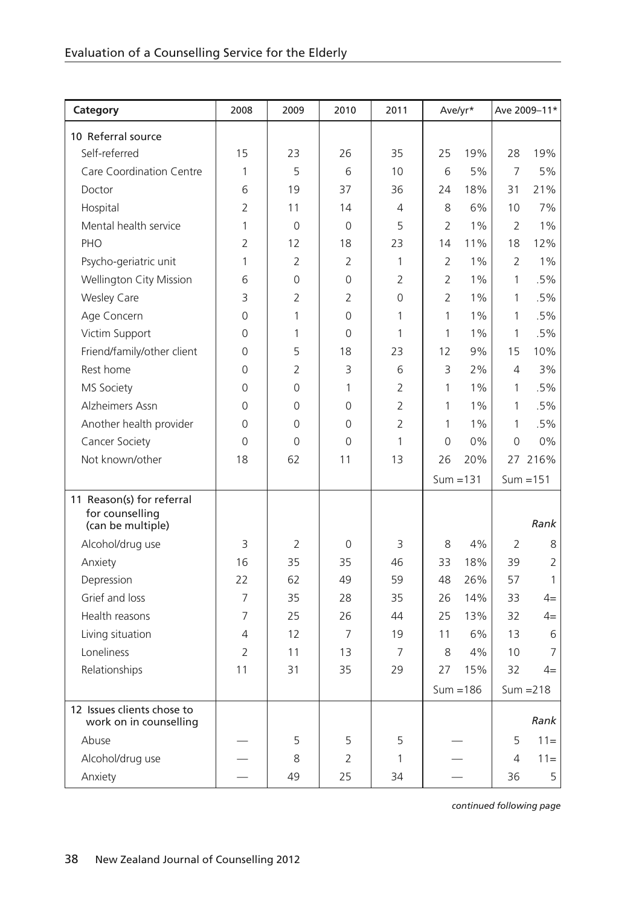| Category | 2008 | 2009 | 2010 | 2011 | Ave/yr* | | Ave 2009–11* | |
|---|---|---|---|---|---|---|---|---|
| **10 Referral source** | | | | | | | | |
| Self-referred | 15 | 23 | 26 | 35 | 25 | 19% | 28 | 19% |
| Care Coordination Centre | 1 | 5 | 6 | 10 | 6 | 5% | 7 | 5% |
| Doctor | 6 | 19 | 37 | 36 | 24 | 18% | 31 | 21% |
| Hospital | 2 | 11 | 14 | 4 | 8 | 6% | 10 | 7% |
| Mental health service | 1 | 0 | 0 | 5 | 2 | 1% | 2 | 1% |
| PHO | 2 | 12 | 18 | 23 | 14 | 11% | 18 | 12% |
| Psycho-geriatric unit | 1 | 2 | 2 | 1 | 2 | 1% | 2 | 1% |
| Wellington City Mission | 6 | 0 | 0 | 2 | 2 | 1% | 1 | .5% |
| Wesley Care | 3 | 2 | 2 | 0 | 2 | 1% | 1 | .5% |
| Age Concern | 0 | 1 | 0 | 1 | 1 | 1% | 1 | .5% |
| Victim Support | 0 | 1 | 0 | 1 | 1 | 1% | 1 | .5% |
| Friend/family/other client | 0 | 5 | 18 | 23 | 12 | 9% | 15 | 10% |
| Rest home | 0 | 2 | 3 | 6 | 3 | 2% | 4 | 3% |
| MS Society | 0 | 0 | 1 | 2 | 1 | 1% | 1 | .5% |
| Alzheimers Assn | 0 | 0 | 0 | 2 | 1 | 1% | 1 | .5% |
| Another health provider | 0 | 0 | 0 | 2 | 1 | 1% | 1 | .5% |
| Cancer Society | 0 | 0 | 0 | 1 | 0 | 0% | 0 | 0% |
| Not known/other | 18 | 62 | 11 | 13 | 26 | 20% | 27 | 216% |
| | | | | | Sum =131 | | Sum =151 | |
| **11 Reason(s) for referral for counselling (can be multiple)** | | | | | | | | *Rank* |
| Alcohol/drug use | 3 | 2 | 0 | 3 | 8 | 4% | 2 | 8 |
| Anxiety | 16 | 35 | 35 | 46 | 33 | 18% | 39 | 2 |
| Depression | 22 | 62 | 49 | 59 | 48 | 26% | 57 | 1 |
| Grief and loss | 7 | 35 | 28 | 35 | 26 | 14% | 33 | 4= |
| Health reasons | 7 | 25 | 26 | 44 | 25 | 13% | 32 | 4= |
| Living situation | 4 | 12 | 7 | 19 | 11 | 6% | 13 | 6 |
| Loneliness | 2 | 11 | 13 | 7 | 8 | 4% | 10 | 7 |
| Relationships | 11 | 31 | 35 | 29 | 27 | 15% | 32 | 4= |
| | | | | | Sum =186 | | Sum =218 | |
| **12 Issues clients chose to work on in counselling** | | | | | | | | *Rank* |
| Abuse | — | 5 | 5 | 5 | — | | 5 | 11= |
| Alcohol/drug use | — | 8 | 2 | 1 | — | | 4 | 11= |
| Anxiety | — | 49 | 25 | 34 | — | | 36 | 5 |

*continued following page*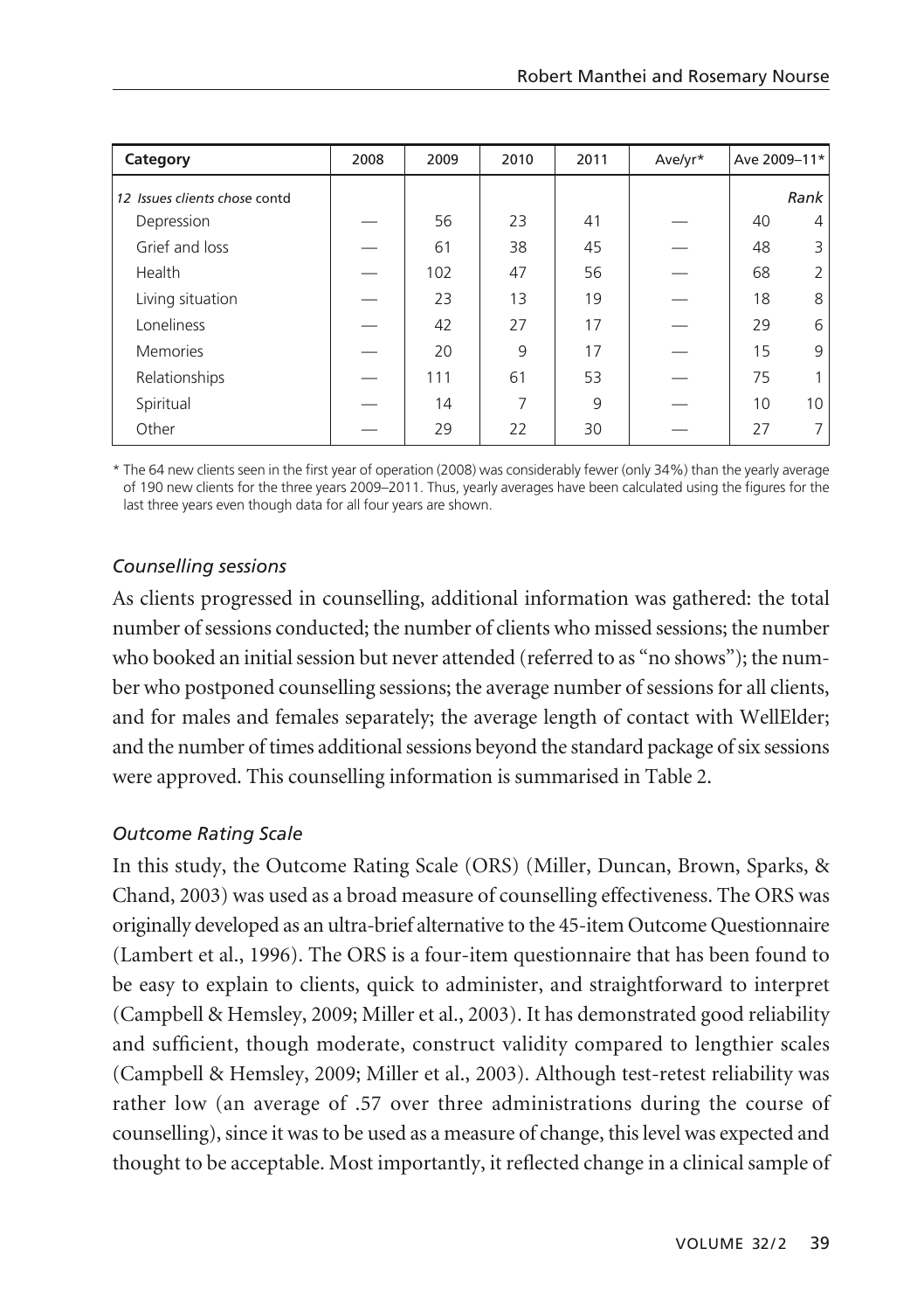| Category | 2008 | 2009 | 2010 | 2011 | Ave/yr* | Ave 2009–11* | |
|---|---|---|---|---|---|---|---|
| *12 Issues clients chose* contd | | | | | | | *Rank* |
| Depression | — | 56 | 23 | 41 | — | 40 | 4 |
| Grief and loss | — | 61 | 38 | 45 | — | 48 | 3 |
| Health | — | 102 | 47 | 56 | — | 68 | 2 |
| Living situation | — | 23 | 13 | 19 | — | 18 | 8 |
| Loneliness | — | 42 | 27 | 17 | — | 29 | 6 |
| Memories | — | 20 | 9 | 17 | — | 15 | 9 |
| Relationships | — | 111 | 61 | 53 | — | 75 | 1 |
| Spiritual | — | 14 | 7 | 9 | — | 10 | 10 |
| Other | — | 29 | 22 | 30 | — | 27 | 7 |

\* The 64 new clients seen in the first year of operation (2008) was considerably fewer (only 34%) than the yearly average of 190 new clients for the three years 2009–2011. Thus, yearly averages have been calculated using the figures for the last three years even though data for all four years are shown.

### *Counselling sessions*

As clients progressed in counselling, additional information was gathered: the total number of sessions conducted; the number of clients who missed sessions; the number who booked an initial session but never attended (referred to as "no shows"); the number who postponed counselling sessions; the average number of sessions for all clients, and for males and females separately; the average length of contact with WellElder; and the number of times additional sessions beyond the standard package of six sessions were approved. This counselling information is summarised in Table 2.

### *Outcome Rating Scale*

In this study, the Outcome Rating Scale (ORS) (Miller, Duncan, Brown, Sparks, & Chand, 2003) was used as a broad measure of counselling effectiveness. The ORS was originally developed as an ultra-brief alternative to the 45-item Outcome Questionnaire (Lambert et al., 1996). The ORS is a four-item questionnaire that has been found to be easy to explain to clients, quick to administer, and straightforward to interpret (Campbell & Hemsley, 2009; Miller et al., 2003). It has demonstrated good reliability and sufficient, though moderate, construct validity compared to lengthier scales (Campbell & Hemsley, 2009; Miller et al., 2003). Although test-retest reliability was rather low (an average of .57 over three administrations during the course of counselling), since it was to be used as a measure of change, this level was expected and thought to be acceptable. Most importantly, it reflected change in a clinical sample of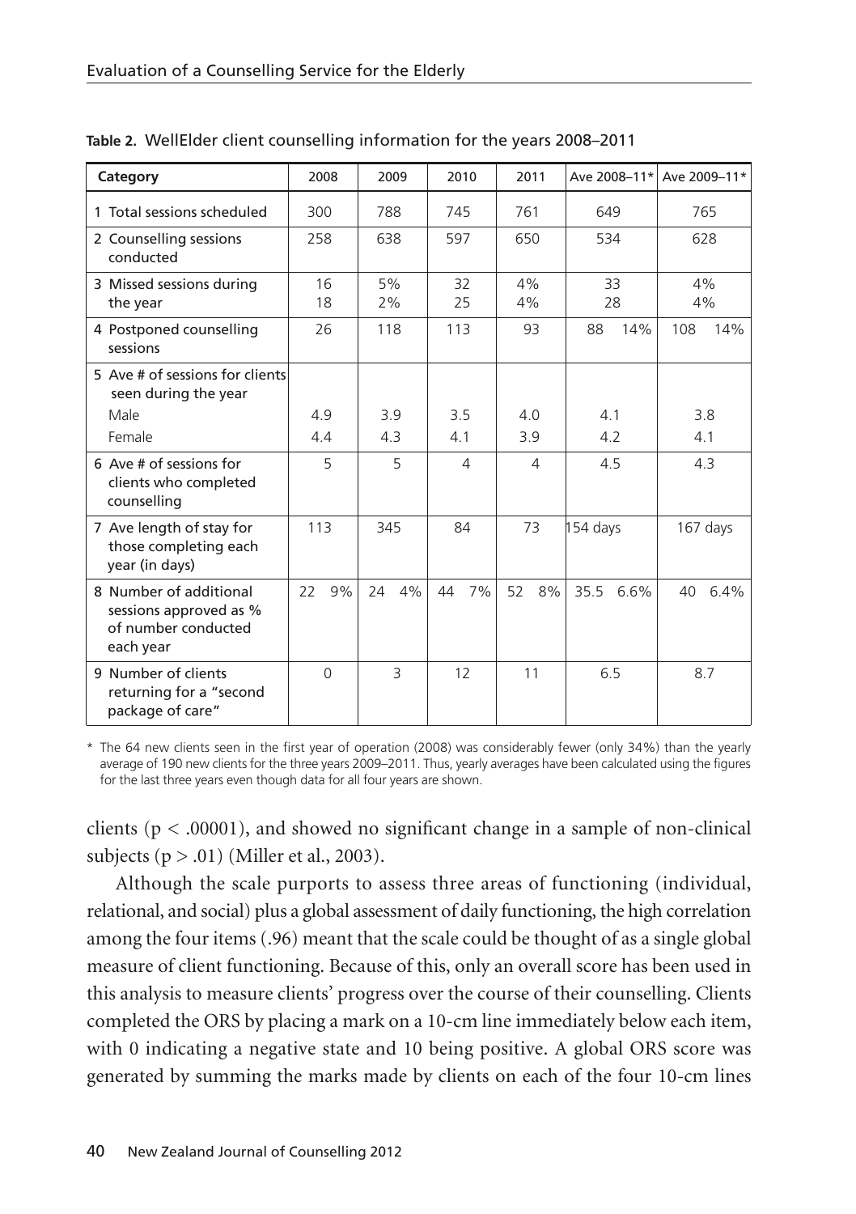**Table 2.** WellElder client counselling information for the years 2008–2011

| Category | 2008 | 2009 | 2010 | 2011 | Ave 2008–11* | Ave 2009–11* |
|---|---|---|---|---|---|---|
| 1 Total sessions scheduled | 300 | 788 | 745 | 761 | 649 | 765 |
| 2 Counselling sessions conducted | 258 | 638 | 597 | 650 | 534 | 628 |
| 3 Missed sessions during the year | 16<br>18 | 5%<br>2% | 32<br>25 | 4%<br>4% | 33<br>28 | 4%<br>4% |
| 4 Postponed counselling sessions | 26 | 118 | 113 | 93 | 88 14% | 108 14% |
| 5 Ave # of sessions for clients seen during the year | | | | | | |
| Male | 4.9 | 3.9 | 3.5 | 4.0 | 4.1 | 3.8 |
| Female | 4.4 | 4.3 | 4.1 | 3.9 | 4.2 | 4.1 |
| 6 Ave # of sessions for clients who completed counselling | 5 | 5 | 4 | 4 | 4.5 | 4.3 |
| 7 Ave length of stay for those completing each year (in days) | 113 | 345 | 84 | 73 | 154 days | 167 days |
| 8 Number of additional sessions approved as % of number conducted each year | 22 9% | 24 4% | 44 7% | 52 8% | 35.5 6.6% | 40 6.4% |
| 9 Number of clients returning for a "second package of care" | 0 | 3 | 12 | 11 | 6.5 | 8.7 |

\* The 64 new clients seen in the first year of operation (2008) was considerably fewer (only 34%) than the yearly average of 190 new clients for the three years 2009–2011. Thus, yearly averages have been calculated using the figures for the last three years even though data for all four years are shown.

clients ($p < .00001$), and showed no significant change in a sample of non-clinical subjects ($p > .01$) (Miller et al., 2003).

Although the scale purports to assess three areas of functioning (individual, relational, and social) plus a global assessment of daily functioning, the high correlation among the four items (.96) meant that the scale could be thought of as a single global measure of client functioning. Because of this, only an overall score has been used in this analysis to measure clients' progress over the course of their counselling. Clients completed the ORS by placing a mark on a 10-cm line immediately below each item, with 0 indicating a negative state and 10 being positive. A global ORS score was generated by summing the marks made by clients on each of the four 10-cm lines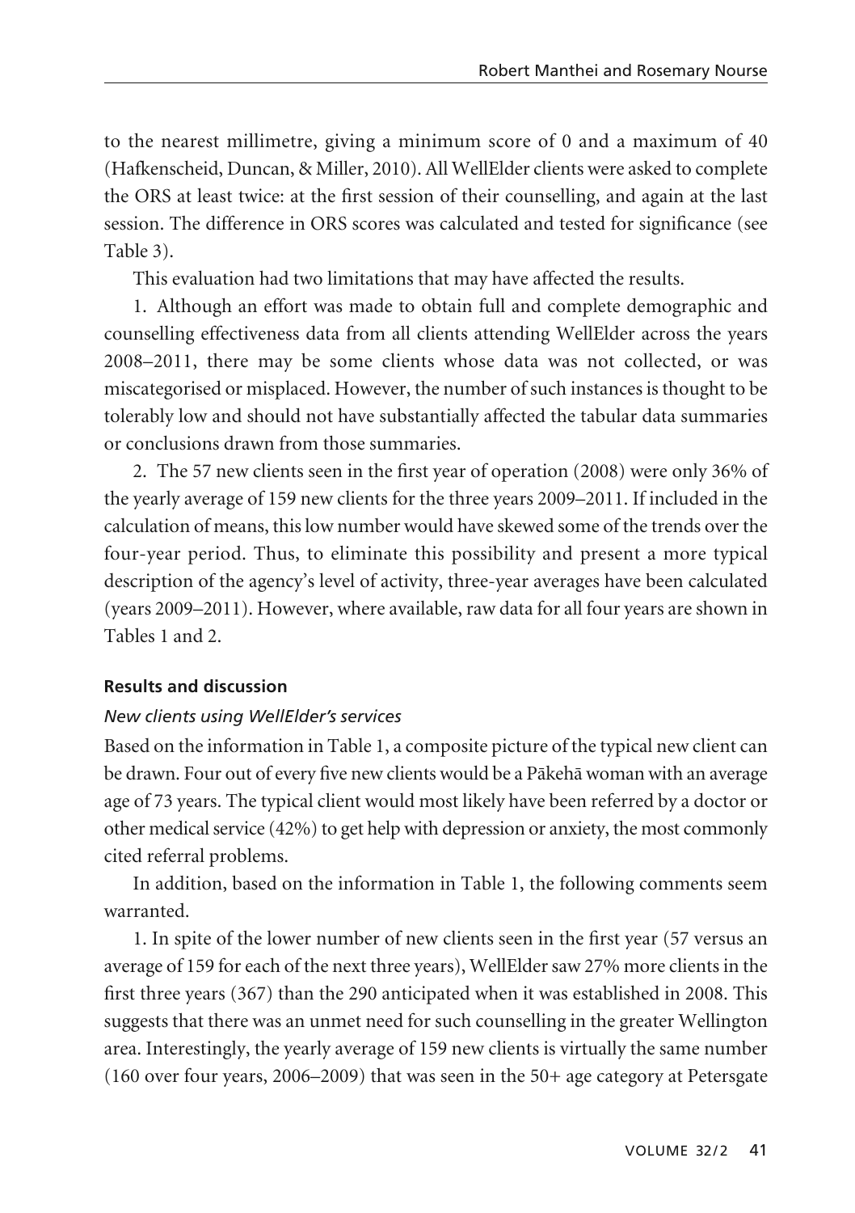to the nearest millimetre, giving a minimum score of 0 and a maximum of 40 (Hafkenscheid, Duncan, & Miller, 2010). All WellElder clients were asked to complete the ORS at least twice: at the first session of their counselling, and again at the last session. The difference in ORS scores was calculated and tested for significance (see Table 3).

This evaluation had two limitations that may have affected the results.

1. Although an effort was made to obtain full and complete demographic and counselling effectiveness data from all clients attending WellElder across the years 2008–2011, there may be some clients whose data was not collected, or was miscategorised or misplaced. However, the number of such instances is thought to be tolerably low and should not have substantially affected the tabular data summaries or conclusions drawn from those summaries.

2. The 57 new clients seen in the first year of operation (2008) were only 36% of the yearly average of 159 new clients for the three years 2009–2011. If included in the calculation of means, this low number would have skewed some of the trends over the four-year period. Thus, to eliminate this possibility and present a more typical description of the agency's level of activity, three-year averages have been calculated (years 2009–2011). However, where available, raw data for all four years are shown in Tables 1 and 2.

### Results and discussion

#### *New clients using WellElder's services*

Based on the information in Table 1, a composite picture of the typical new client can be drawn. Four out of every five new clients would be a Pākehā woman with an average age of 73 years. The typical client would most likely have been referred by a doctor or other medical service (42%) to get help with depression or anxiety, the most commonly cited referral problems.

In addition, based on the information in Table 1, the following comments seem warranted.

1. In spite of the lower number of new clients seen in the first year (57 versus an average of 159 for each of the next three years), WellElder saw 27% more clients in the first three years (367) than the 290 anticipated when it was established in 2008. This suggests that there was an unmet need for such counselling in the greater Wellington area. Interestingly, the yearly average of 159 new clients is virtually the same number (160 over four years, 2006–2009) that was seen in the 50+ age category at Petersgate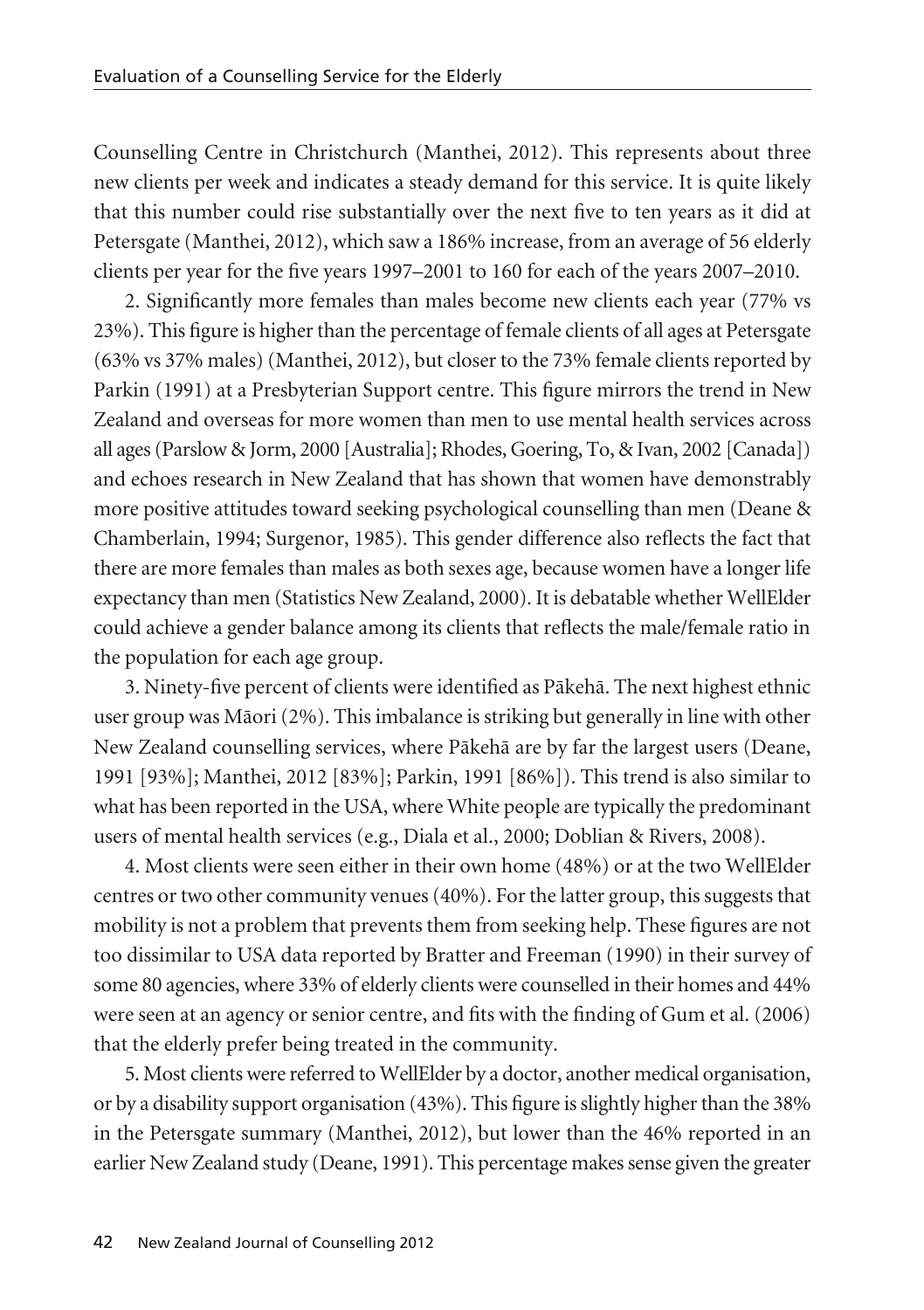Counselling Centre in Christchurch (Manthei, 2012). This represents about three new clients per week and indicates a steady demand for this service. It is quite likely that this number could rise substantially over the next five to ten years as it did at Petersgate (Manthei, 2012), which saw a 186% increase, from an average of 56 elderly clients per year for the five years 1997–2001 to 160 for each of the years 2007–2010.

2. Significantly more females than males become new clients each year (77% vs 23%). This figure is higher than the percentage of female clients of all ages at Petersgate (63% vs 37% males) (Manthei, 2012), but closer to the 73% female clients reported by Parkin (1991) at a Presbyterian Support centre. This figure mirrors the trend in New Zealand and overseas for more women than men to use mental health services across all ages (Parslow & Jorm, 2000 [Australia]; Rhodes, Goering, To, & Ivan, 2002 [Canada]) and echoes research in New Zealand that has shown that women have demonstrably more positive attitudes toward seeking psychological counselling than men (Deane & Chamberlain, 1994; Surgenor, 1985). This gender difference also reflects the fact that there are more females than males as both sexes age, because women have a longer life expectancy than men (Statistics New Zealand, 2000). It is debatable whether WellElder could achieve a gender balance among its clients that reflects the male/female ratio in the population for each age group.

3. Ninety-five percent of clients were identified as Pākehā. The next highest ethnic user group was Māori (2%). This imbalance is striking but generally in line with other New Zealand counselling services, where Pākehā are by far the largest users (Deane, 1991 [93%]; Manthei, 2012 [83%]; Parkin, 1991 [86%]). This trend is also similar to what has been reported in the USA, where White people are typically the predominant users of mental health services (e.g., Diala et al., 2000; Doblian & Rivers, 2008).

4. Most clients were seen either in their own home (48%) or at the two WellElder centres or two other community venues (40%). For the latter group, this suggests that mobility is not a problem that prevents them from seeking help. These figures are not too dissimilar to USA data reported by Bratter and Freeman (1990) in their survey of some 80 agencies, where 33% of elderly clients were counselled in their homes and 44% were seen at an agency or senior centre, and fits with the finding of Gum et al. (2006) that the elderly prefer being treated in the community.

5. Most clients were referred to WellElder by a doctor, another medical organisation, or by a disability support organisation (43%). This figure is slightly higher than the 38% in the Petersgate summary (Manthei, 2012), but lower than the 46% reported in an earlier New Zealand study (Deane, 1991). This percentage makes sense given the greater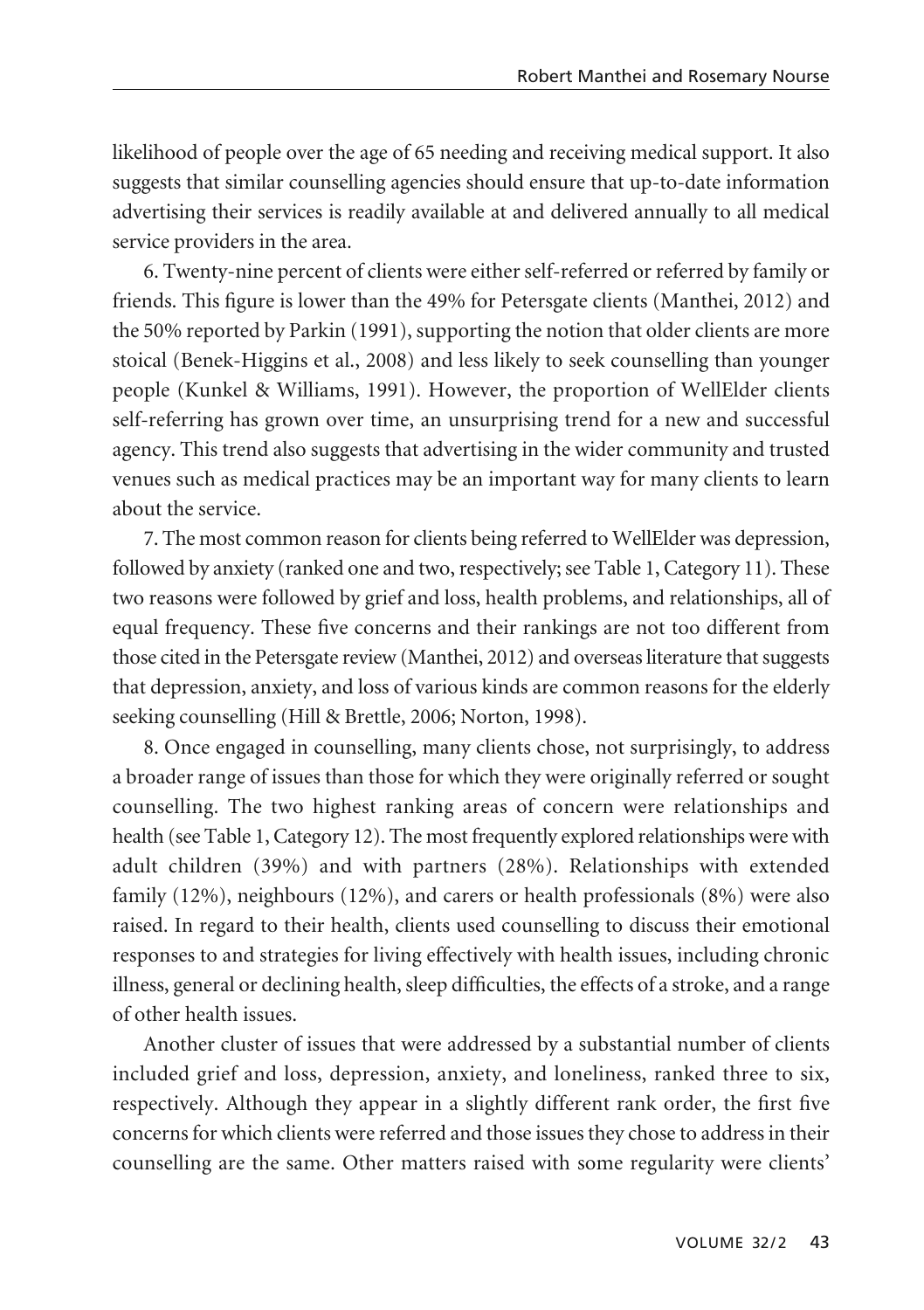likelihood of people over the age of 65 needing and receiving medical support. It also suggests that similar counselling agencies should ensure that up-to-date information advertising their services is readily available at and delivered annually to all medical service providers in the area.

6. Twenty-nine percent of clients were either self-referred or referred by family or friends. This figure is lower than the 49% for Petersgate clients (Manthei, 2012) and the 50% reported by Parkin (1991), supporting the notion that older clients are more stoical (Benek-Higgins et al., 2008) and less likely to seek counselling than younger people (Kunkel & Williams, 1991). However, the proportion of WellElder clients self-referring has grown over time, an unsurprising trend for a new and successful agency. This trend also suggests that advertising in the wider community and trusted venues such as medical practices may be an important way for many clients to learn about the service.

7. The most common reason for clients being referred to WellElder was depression, followed by anxiety (ranked one and two, respectively; see Table 1, Category 11). These two reasons were followed by grief and loss, health problems, and relationships, all of equal frequency. These five concerns and their rankings are not too different from those cited in the Petersgate review (Manthei, 2012) and overseas literature that suggests that depression, anxiety, and loss of various kinds are common reasons for the elderly seeking counselling (Hill & Brettle, 2006; Norton, 1998).

8. Once engaged in counselling, many clients chose, not surprisingly, to address a broader range of issues than those for which they were originally referred or sought counselling. The two highest ranking areas of concern were relationships and health (see Table 1, Category 12). The most frequently explored relationships were with adult children (39%) and with partners (28%). Relationships with extended family (12%), neighbours (12%), and carers or health professionals (8%) were also raised. In regard to their health, clients used counselling to discuss their emotional responses to and strategies for living effectively with health issues, including chronic illness, general or declining health, sleep difficulties, the effects of a stroke, and a range of other health issues.

Another cluster of issues that were addressed by a substantial number of clients included grief and loss, depression, anxiety, and loneliness, ranked three to six, respectively. Although they appear in a slightly different rank order, the first five concerns for which clients were referred and those issues they chose to address in their counselling are the same. Other matters raised with some regularity were clients'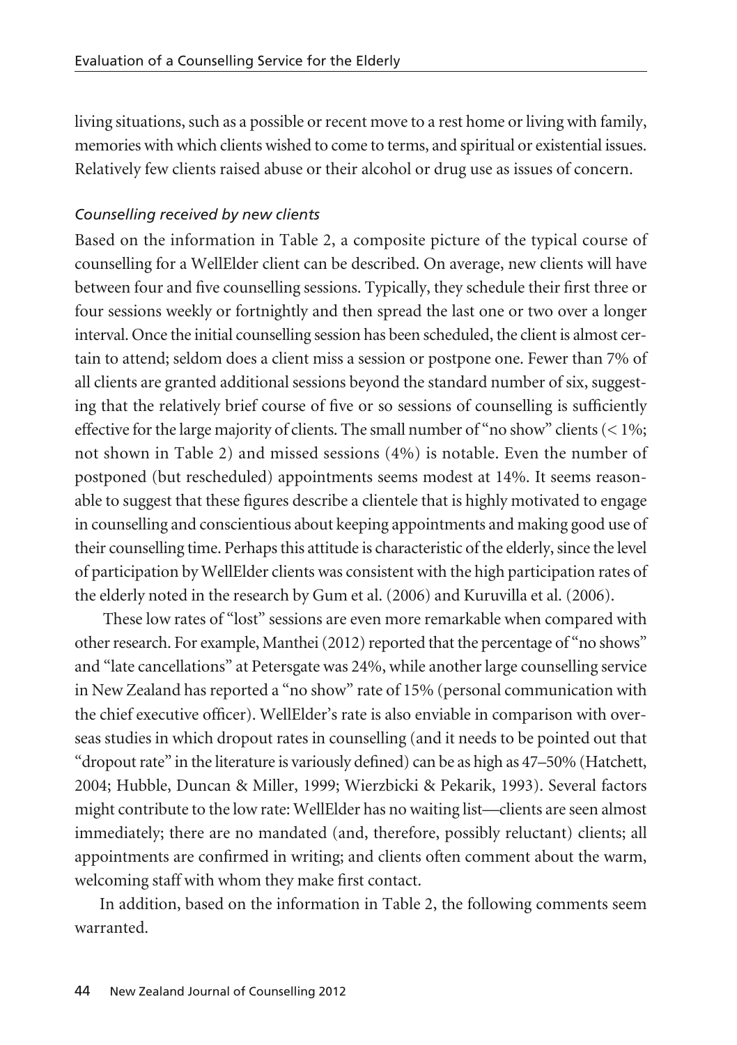living situations, such as a possible or recent move to a rest home or living with family, memories with which clients wished to come to terms, and spiritual or existential issues. Relatively few clients raised abuse or their alcohol or drug use as issues of concern.

### *Counselling received by new clients*

Based on the information in Table 2, a composite picture of the typical course of counselling for a WellElder client can be described. On average, new clients will have between four and five counselling sessions. Typically, they schedule their first three or four sessions weekly or fortnightly and then spread the last one or two over a longer interval. Once the initial counselling session has been scheduled, the client is almost certain to attend; seldom does a client miss a session or postpone one. Fewer than 7% of all clients are granted additional sessions beyond the standard number of six, suggesting that the relatively brief course of five or so sessions of counselling is sufficiently effective for the large majority of clients. The small number of "no show" clients (< 1%; not shown in Table 2) and missed sessions (4%) is notable. Even the number of postponed (but rescheduled) appointments seems modest at 14%. It seems reasonable to suggest that these figures describe a clientele that is highly motivated to engage in counselling and conscientious about keeping appointments and making good use of their counselling time. Perhaps this attitude is characteristic of the elderly, since the level of participation by WellElder clients was consistent with the high participation rates of the elderly noted in the research by Gum et al. (2006) and Kuruvilla et al. (2006).

These low rates of "lost" sessions are even more remarkable when compared with other research. For example, Manthei (2012) reported that the percentage of "no shows" and "late cancellations" at Petersgate was 24%, while another large counselling service in New Zealand has reported a "no show" rate of 15% (personal communication with the chief executive officer). WellElder's rate is also enviable in comparison with overseas studies in which dropout rates in counselling (and it needs to be pointed out that "dropout rate" in the literature is variously defined) can be as high as 47–50% (Hatchett, 2004; Hubble, Duncan & Miller, 1999; Wierzbicki & Pekarik, 1993). Several factors might contribute to the low rate: WellElder has no waiting list—clients are seen almost immediately; there are no mandated (and, therefore, possibly reluctant) clients; all appointments are confirmed in writing; and clients often comment about the warm, welcoming staff with whom they make first contact.

In addition, based on the information in Table 2, the following comments seem warranted.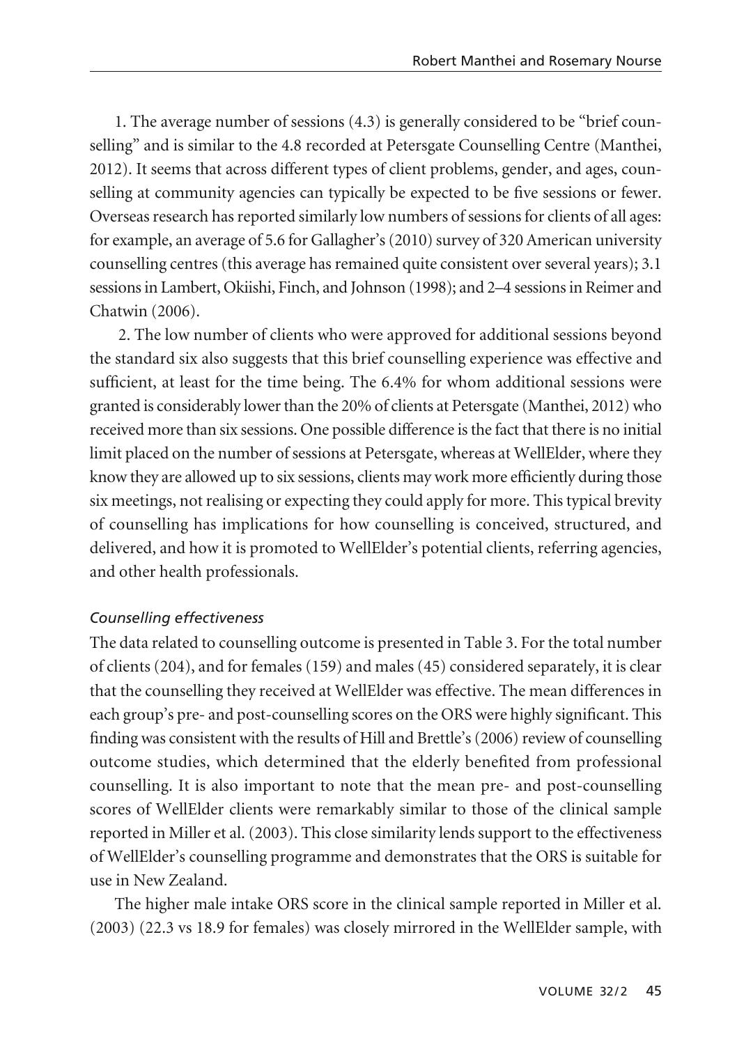1. The average number of sessions (4.3) is generally considered to be "brief counselling" and is similar to the 4.8 recorded at Petersgate Counselling Centre (Manthei, 2012). It seems that across different types of client problems, gender, and ages, counselling at community agencies can typically be expected to be five sessions or fewer. Overseas research has reported similarly low numbers of sessions for clients of all ages: for example, an average of 5.6 for Gallagher's (2010) survey of 320 American university counselling centres (this average has remained quite consistent over several years); 3.1 sessions in Lambert, Okiishi, Finch, and Johnson (1998); and 2–4 sessions in Reimer and Chatwin (2006).

2. The low number of clients who were approved for additional sessions beyond the standard six also suggests that this brief counselling experience was effective and sufficient, at least for the time being. The 6.4% for whom additional sessions were granted is considerably lower than the 20% of clients at Petersgate (Manthei, 2012) who received more than six sessions. One possible difference is the fact that there is no initial limit placed on the number of sessions at Petersgate, whereas at WellElder, where they know they are allowed up to six sessions, clients may work more efficiently during those six meetings, not realising or expecting they could apply for more. This typical brevity of counselling has implications for how counselling is conceived, structured, and delivered, and how it is promoted to WellElder's potential clients, referring agencies, and other health professionals.

*Counselling effectiveness*

The data related to counselling outcome is presented in Table 3. For the total number of clients (204), and for females (159) and males (45) considered separately, it is clear that the counselling they received at WellElder was effective. The mean differences in each group's pre- and post-counselling scores on the ORS were highly significant. This finding was consistent with the results of Hill and Brettle's (2006) review of counselling outcome studies, which determined that the elderly benefited from professional counselling. It is also important to note that the mean pre- and post-counselling scores of WellElder clients were remarkably similar to those of the clinical sample reported in Miller et al. (2003). This close similarity lends support to the effectiveness of WellElder's counselling programme and demonstrates that the ORS is suitable for use in New Zealand.

The higher male intake ORS score in the clinical sample reported in Miller et al. (2003) (22.3 vs 18.9 for females) was closely mirrored in the WellElder sample, with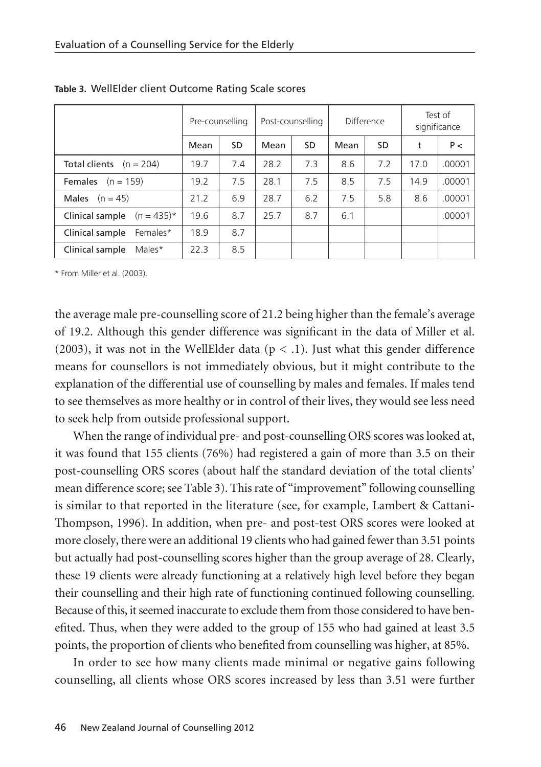**Table 3.** WellElder client Outcome Rating Scale scores

| | Pre-counselling | | Post-counselling | | Difference | | Test of significance | |
|---|---|---|---|---|---|---|---|---|
| | Mean | SD | Mean | SD | Mean | SD | t | P < |
| **Total clients** (n = 204) | 19.7 | 7.4 | 28.2 | 7.3 | 8.6 | 7.2 | 17.0 | .00001 |
| **Females** (n = 159) | 19.2 | 7.5 | 28.1 | 7.5 | 8.5 | 7.5 | 14.9 | .00001 |
| **Males** (n = 45) | 21.2 | 6.9 | 28.7 | 6.2 | 7.5 | 5.8 | 8.6 | .00001 |
| **Clinical sample** (n = 435)* | 19.6 | 8.7 | 25.7 | 8.7 | 6.1 | | | .00001 |
| **Clinical sample** Females* | 18.9 | 8.7 | | | | | | |
| **Clinical sample** Males* | 22.3 | 8.5 | | | | | | |

\* From Miller et al. (2003).

the average male pre-counselling score of 21.2 being higher than the female's average of 19.2. Although this gender difference was significant in the data of Miller et al. (2003), it was not in the WellElder data ($p < .1$). Just what this gender difference means for counsellors is not immediately obvious, but it might contribute to the explanation of the differential use of counselling by males and females. If males tend to see themselves as more healthy or in control of their lives, they would see less need to seek help from outside professional support.

When the range of individual pre- and post-counselling ORS scores was looked at, it was found that 155 clients (76%) had registered a gain of more than 3.5 on their post-counselling ORS scores (about half the standard deviation of the total clients' mean difference score; see Table 3). This rate of "improvement" following counselling is similar to that reported in the literature (see, for example, Lambert & Cattani-Thompson, 1996). In addition, when pre- and post-test ORS scores were looked at more closely, there were an additional 19 clients who had gained fewer than 3.51 points but actually had post-counselling scores higher than the group average of 28. Clearly, these 19 clients were already functioning at a relatively high level before they began their counselling and their high rate of functioning continued following counselling. Because of this, it seemed inaccurate to exclude them from those considered to have benefited. Thus, when they were added to the group of 155 who had gained at least 3.5 points, the proportion of clients who benefited from counselling was higher, at 85%.

In order to see how many clients made minimal or negative gains following counselling, all clients whose ORS scores increased by less than 3.51 were further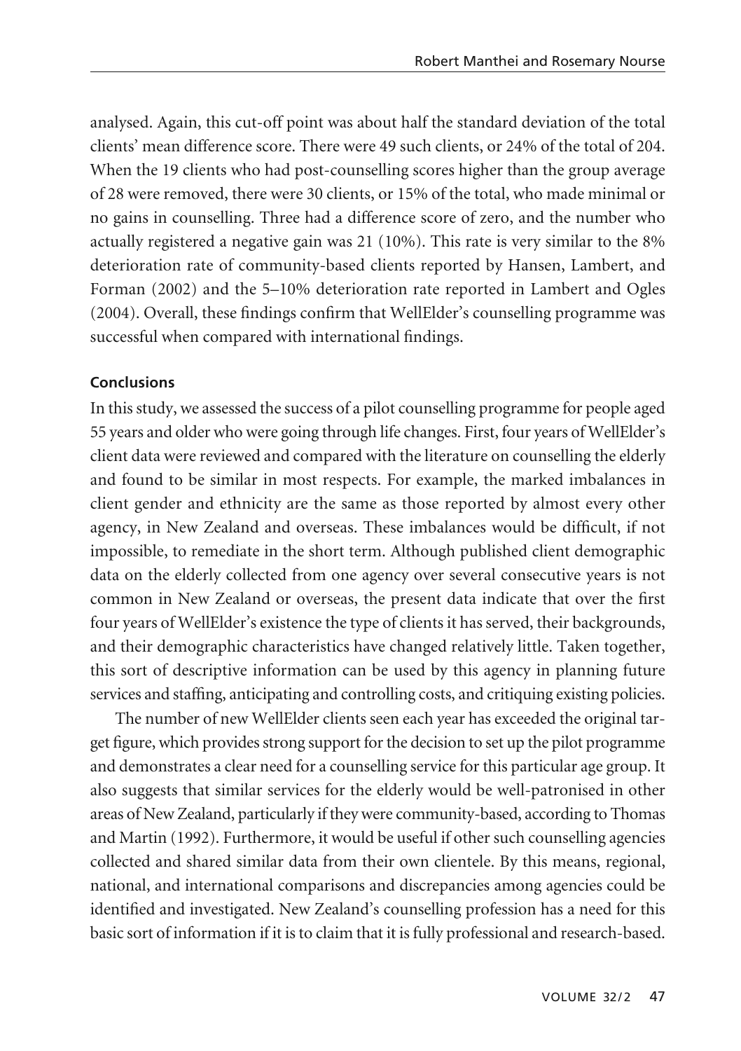analysed. Again, this cut-off point was about half the standard deviation of the total clients' mean difference score. There were 49 such clients, or 24% of the total of 204. When the 19 clients who had post-counselling scores higher than the group average of 28 were removed, there were 30 clients, or 15% of the total, who made minimal or no gains in counselling. Three had a difference score of zero, and the number who actually registered a negative gain was 21 (10%). This rate is very similar to the 8% deterioration rate of community-based clients reported by Hansen, Lambert, and Forman (2002) and the 5–10% deterioration rate reported in Lambert and Ogles (2004). Overall, these findings confirm that WellElder's counselling programme was successful when compared with international findings.

### Conclusions

In this study, we assessed the success of a pilot counselling programme for people aged 55 years and older who were going through life changes. First, four years of WellElder's client data were reviewed and compared with the literature on counselling the elderly and found to be similar in most respects. For example, the marked imbalances in client gender and ethnicity are the same as those reported by almost every other agency, in New Zealand and overseas. These imbalances would be difficult, if not impossible, to remediate in the short term. Although published client demographic data on the elderly collected from one agency over several consecutive years is not common in New Zealand or overseas, the present data indicate that over the first four years of WellElder's existence the type of clients it has served, their backgrounds, and their demographic characteristics have changed relatively little. Taken together, this sort of descriptive information can be used by this agency in planning future services and staffing, anticipating and controlling costs, and critiquing existing policies.

The number of new WellElder clients seen each year has exceeded the original target figure, which provides strong support for the decision to set up the pilot programme and demonstrates a clear need for a counselling service for this particular age group. It also suggests that similar services for the elderly would be well-patronised in other areas of New Zealand, particularly if they were community-based, according to Thomas and Martin (1992). Furthermore, it would be useful if other such counselling agencies collected and shared similar data from their own clientele. By this means, regional, national, and international comparisons and discrepancies among agencies could be identified and investigated. New Zealand's counselling profession has a need for this basic sort of information if it is to claim that it is fully professional and research-based.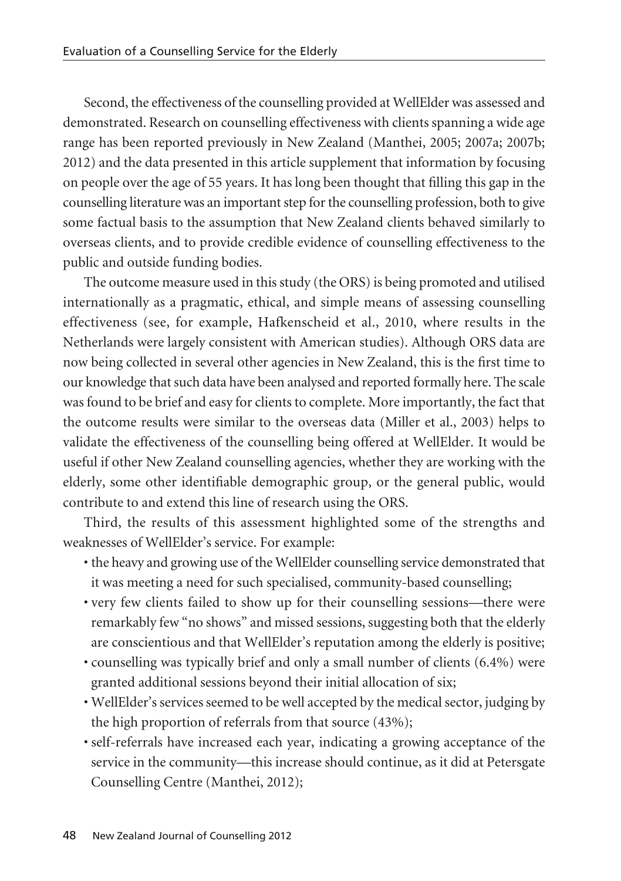Second, the effectiveness of the counselling provided at WellElder was assessed and demonstrated. Research on counselling effectiveness with clients spanning a wide age range has been reported previously in New Zealand (Manthei, 2005; 2007a; 2007b; 2012) and the data presented in this article supplement that information by focusing on people over the age of 55 years. It has long been thought that filling this gap in the counselling literature was an important step for the counselling profession, both to give some factual basis to the assumption that New Zealand clients behaved similarly to overseas clients, and to provide credible evidence of counselling effectiveness to the public and outside funding bodies.

The outcome measure used in this study (the ORS) is being promoted and utilised internationally as a pragmatic, ethical, and simple means of assessing counselling effectiveness (see, for example, Hafkenscheid et al., 2010, where results in the Netherlands were largely consistent with American studies). Although ORS data are now being collected in several other agencies in New Zealand, this is the first time to our knowledge that such data have been analysed and reported formally here. The scale was found to be brief and easy for clients to complete. More importantly, the fact that the outcome results were similar to the overseas data (Miller et al., 2003) helps to validate the effectiveness of the counselling being offered at WellElder. It would be useful if other New Zealand counselling agencies, whether they are working with the elderly, some other identifiable demographic group, or the general public, would contribute to and extend this line of research using the ORS.

Third, the results of this assessment highlighted some of the strengths and weaknesses of WellElder's service. For example:

- the heavy and growing use of the WellElder counselling service demonstrated that it was meeting a need for such specialised, community-based counselling;
- very few clients failed to show up for their counselling sessions—there were remarkably few "no shows" and missed sessions, suggesting both that the elderly are conscientious and that WellElder's reputation among the elderly is positive;
- counselling was typically brief and only a small number of clients (6.4%) were granted additional sessions beyond their initial allocation of six;
- WellElder's services seemed to be well accepted by the medical sector, judging by the high proportion of referrals from that source (43%);
- self-referrals have increased each year, indicating a growing acceptance of the service in the community—this increase should continue, as it did at Petersgate Counselling Centre (Manthei, 2012);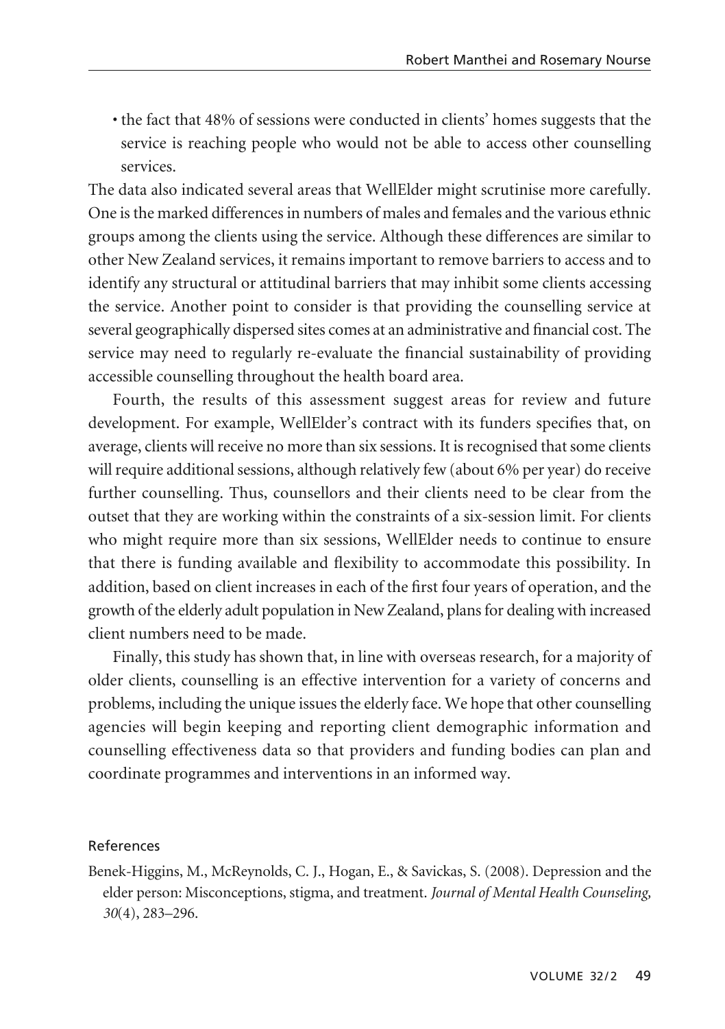- the fact that 48% of sessions were conducted in clients' homes suggests that the service is reaching people who would not be able to access other counselling services.

The data also indicated several areas that WellElder might scrutinise more carefully. One is the marked differences in numbers of males and females and the various ethnic groups among the clients using the service. Although these differences are similar to other New Zealand services, it remains important to remove barriers to access and to identify any structural or attitudinal barriers that may inhibit some clients accessing the service. Another point to consider is that providing the counselling service at several geographically dispersed sites comes at an administrative and financial cost. The service may need to regularly re-evaluate the financial sustainability of providing accessible counselling throughout the health board area.

Fourth, the results of this assessment suggest areas for review and future development. For example, WellElder's contract with its funders specifies that, on average, clients will receive no more than six sessions. It is recognised that some clients will require additional sessions, although relatively few (about 6% per year) do receive further counselling. Thus, counsellors and their clients need to be clear from the outset that they are working within the constraints of a six-session limit. For clients who might require more than six sessions, WellElder needs to continue to ensure that there is funding available and flexibility to accommodate this possibility. In addition, based on client increases in each of the first four years of operation, and the growth of the elderly adult population in New Zealand, plans for dealing with increased client numbers need to be made.

Finally, this study has shown that, in line with overseas research, for a majority of older clients, counselling is an effective intervention for a variety of concerns and problems, including the unique issues the elderly face. We hope that other counselling agencies will begin keeping and reporting client demographic information and counselling effectiveness data so that providers and funding bodies can plan and coordinate programmes and interventions in an informed way.

## References

Benek-Higgins, M., McReynolds, C. J., Hogan, E., & Savickas, S. (2008). Depression and the elder person: Misconceptions, stigma, and treatment. *Journal of Mental Health Counseling, 30*(4), 283–296.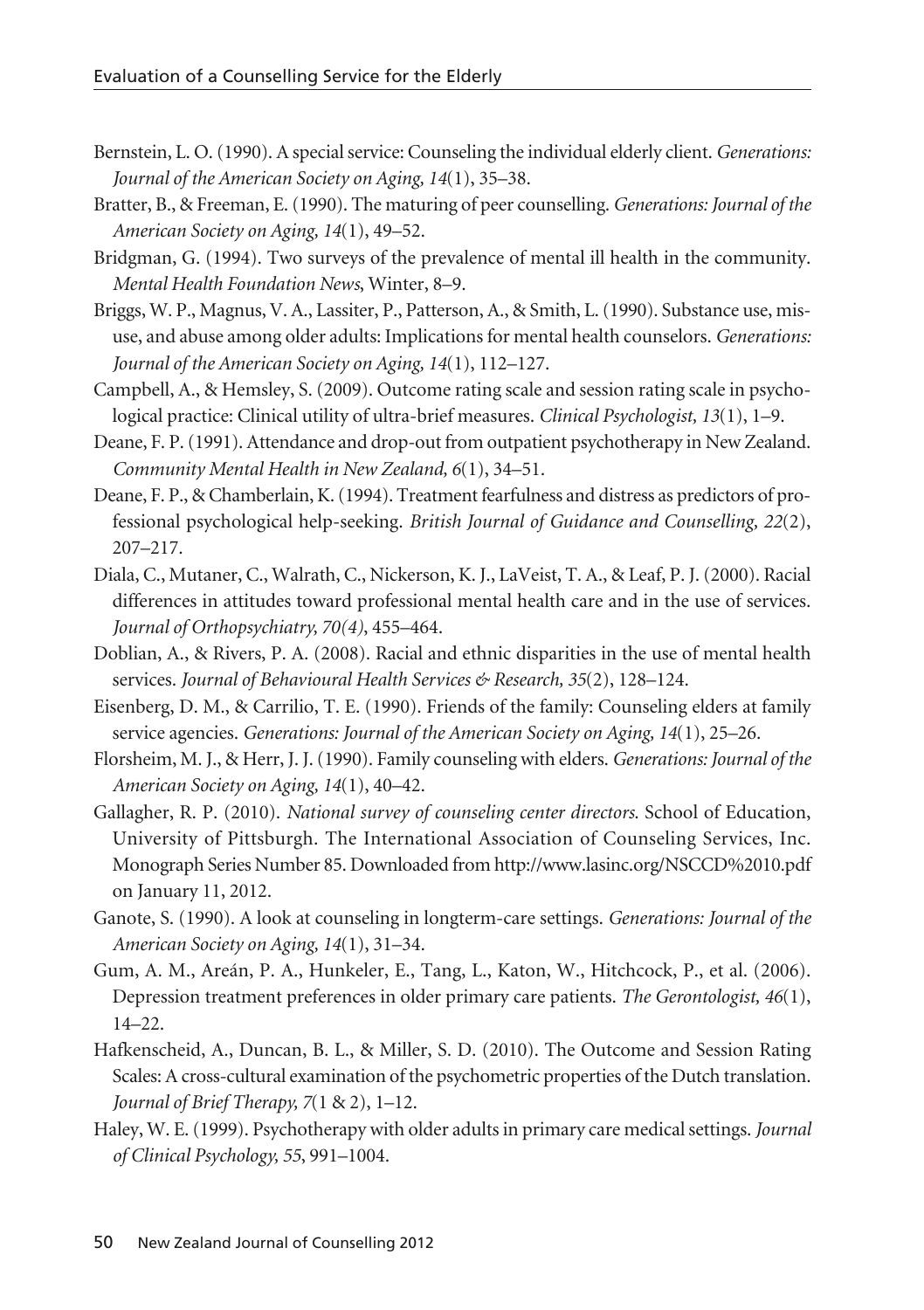Bernstein, L. O. (1990). A special service: Counseling the individual elderly client. *Generations: Journal of the American Society on Aging, 14*(1), 35–38.

Bratter, B., & Freeman, E. (1990). The maturing of peer counselling. *Generations: Journal of the American Society on Aging, 14*(1), 49–52.

Bridgman, G. (1994). Two surveys of the prevalence of mental ill health in the community. *Mental Health Foundation News*, Winter, 8–9.

Briggs, W. P., Magnus, V. A., Lassiter, P., Patterson, A., & Smith, L. (1990). Substance use, misuse, and abuse among older adults: Implications for mental health counselors. *Generations: Journal of the American Society on Aging, 14*(1), 112–127.

Campbell, A., & Hemsley, S. (2009). Outcome rating scale and session rating scale in psychological practice: Clinical utility of ultra-brief measures. *Clinical Psychologist, 13*(1), 1–9.

Deane, F. P. (1991). Attendance and drop-out from outpatient psychotherapy in New Zealand. *Community Mental Health in New Zealand, 6*(1), 34–51.

Deane, F. P., & Chamberlain, K. (1994). Treatment fearfulness and distress as predictors of professional psychological help-seeking. *British Journal of Guidance and Counselling, 22*(2), 207–217.

Diala, C., Mutaner, C., Walrath, C., Nickerson, K. J., LaVeist, T. A., & Leaf, P. J. (2000). Racial differences in attitudes toward professional mental health care and in the use of services. *Journal of Orthopsychiatry, 70(4)*, 455–464.

Doblian, A., & Rivers, P. A. (2008). Racial and ethnic disparities in the use of mental health services. *Journal of Behavioural Health Services & Research, 35*(2), 128–124.

Eisenberg, D. M., & Carrilio, T. E. (1990). Friends of the family: Counseling elders at family service agencies. *Generations: Journal of the American Society on Aging, 14*(1), 25–26.

Florsheim, M. J., & Herr, J. J. (1990). Family counseling with elders. *Generations: Journal of the American Society on Aging, 14*(1), 40–42.

Gallagher, R. P. (2010). *National survey of counseling center directors.* School of Education, University of Pittsburgh. The International Association of Counseling Services, Inc. Monograph Series Number 85. Downloaded from http://www.lasinc.org/NSCCD%2010.pdf on January 11, 2012.

Ganote, S. (1990). A look at counseling in longterm-care settings. *Generations: Journal of the American Society on Aging, 14*(1), 31–34.

Gum, A. M., Areán, P. A., Hunkeler, E., Tang, L., Katon, W., Hitchcock, P., et al. (2006). Depression treatment preferences in older primary care patients. *The Gerontologist, 46*(1), 14–22.

Hafkenscheid, A., Duncan, B. L., & Miller, S. D. (2010). The Outcome and Session Rating Scales: A cross-cultural examination of the psychometric properties of the Dutch translation. *Journal of Brief Therapy, 7*(1 & 2), 1–12.

Haley, W. E. (1999). Psychotherapy with older adults in primary care medical settings. *Journal of Clinical Psychology, 55*, 991–1004.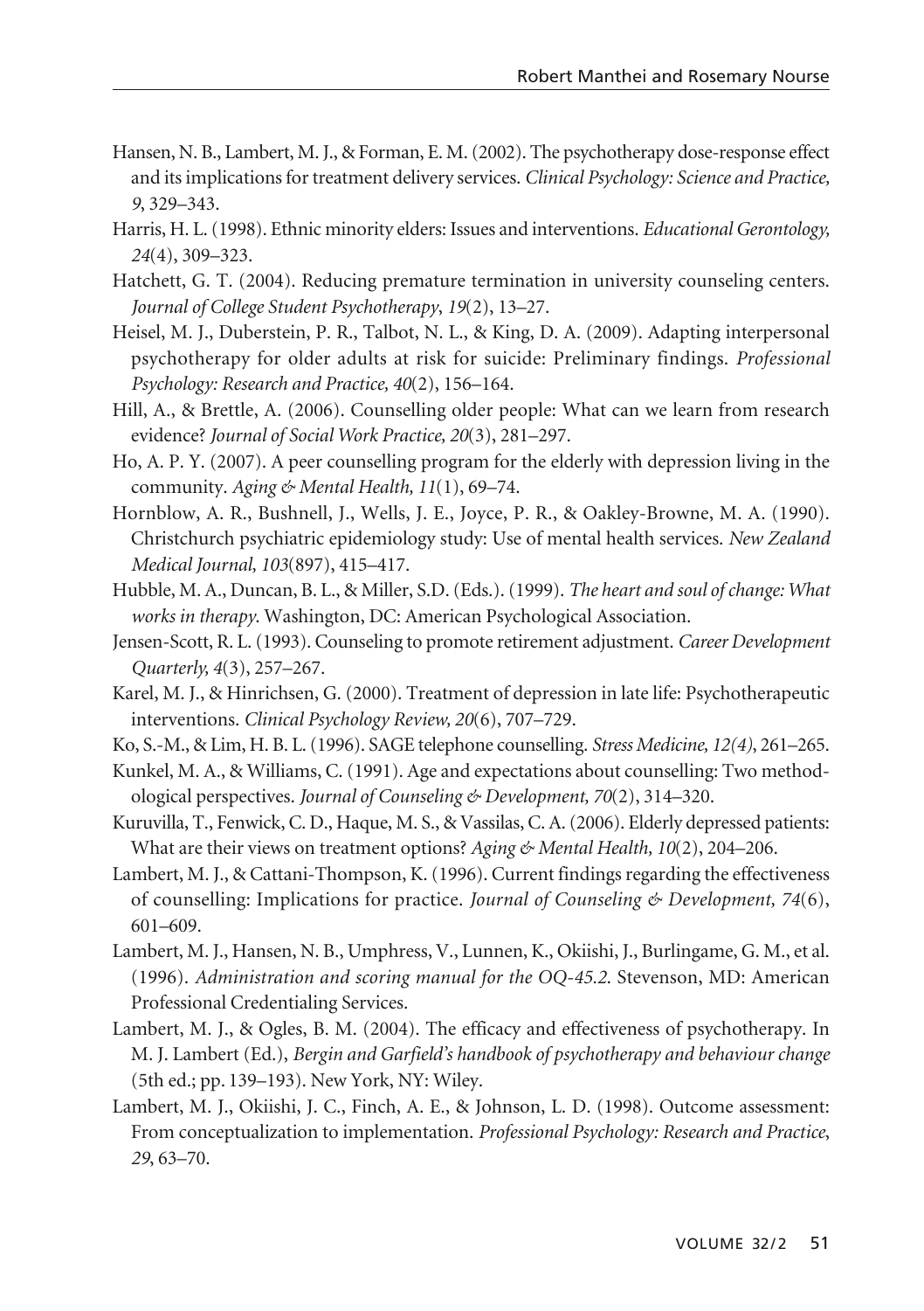Hansen, N. B., Lambert, M. J., & Forman, E. M. (2002). The psychotherapy dose-response effect and its implications for treatment delivery services. *Clinical Psychology: Science and Practice, 9*, 329–343.

Harris, H. L. (1998). Ethnic minority elders: Issues and interventions. *Educational Gerontology, 24*(4), 309–323.

Hatchett, G. T. (2004). Reducing premature termination in university counseling centers. *Journal of College Student Psychotherapy, 19*(2), 13–27.

Heisel, M. J., Duberstein, P. R., Talbot, N. L., & King, D. A. (2009). Adapting interpersonal psychotherapy for older adults at risk for suicide: Preliminary findings. *Professional Psychology: Research and Practice, 40*(2), 156–164.

Hill, A., & Brettle, A. (2006). Counselling older people: What can we learn from research evidence? *Journal of Social Work Practice, 20*(3), 281–297.

Ho, A. P. Y. (2007). A peer counselling program for the elderly with depression living in the community. *Aging & Mental Health, 11*(1), 69–74.

Hornblow, A. R., Bushnell, J., Wells, J. E., Joyce, P. R., & Oakley-Browne, M. A. (1990). Christchurch psychiatric epidemiology study: Use of mental health services. *New Zealand Medical Journal, 103*(897), 415–417.

Hubble, M. A., Duncan, B. L., & Miller, S.D. (Eds.). (1999). *The heart and soul of change: What works in therapy*. Washington, DC: American Psychological Association.

Jensen-Scott, R. L. (1993). Counseling to promote retirement adjustment. *Career Development Quarterly, 4*(3), 257–267.

Karel, M. J., & Hinrichsen, G. (2000). Treatment of depression in late life: Psychotherapeutic interventions. *Clinical Psychology Review, 20*(6), 707–729.

Ko, S.-M., & Lim, H. B. L. (1996). SAGE telephone counselling. *Stress Medicine, 12(4)*, 261–265.

Kunkel, M. A., & Williams, C. (1991). Age and expectations about counselling: Two methodological perspectives. *Journal of Counseling & Development, 70*(2), 314–320.

Kuruvilla, T., Fenwick, C. D., Haque, M. S., & Vassilas, C. A. (2006). Elderly depressed patients: What are their views on treatment options? *Aging & Mental Health, 10*(2), 204–206.

Lambert, M. J., & Cattani-Thompson, K. (1996). Current findings regarding the effectiveness of counselling: Implications for practice. *Journal of Counseling & Development, 74*(6), 601–609.

Lambert, M. J., Hansen, N. B., Umphress, V., Lunnen, K., Okiishi, J., Burlingame, G. M., et al. (1996). *Administration and scoring manual for the OQ-45.2*. Stevenson, MD: American Professional Credentialing Services.

Lambert, M. J., & Ogles, B. M. (2004). The efficacy and effectiveness of psychotherapy. In M. J. Lambert (Ed.), *Bergin and Garfield's handbook of psychotherapy and behaviour change* (5th ed.; pp. 139–193). New York, NY: Wiley.

Lambert, M. J., Okiishi, J. C., Finch, A. E., & Johnson, L. D. (1998). Outcome assessment: From conceptualization to implementation. *Professional Psychology: Research and Practice, 29*, 63–70.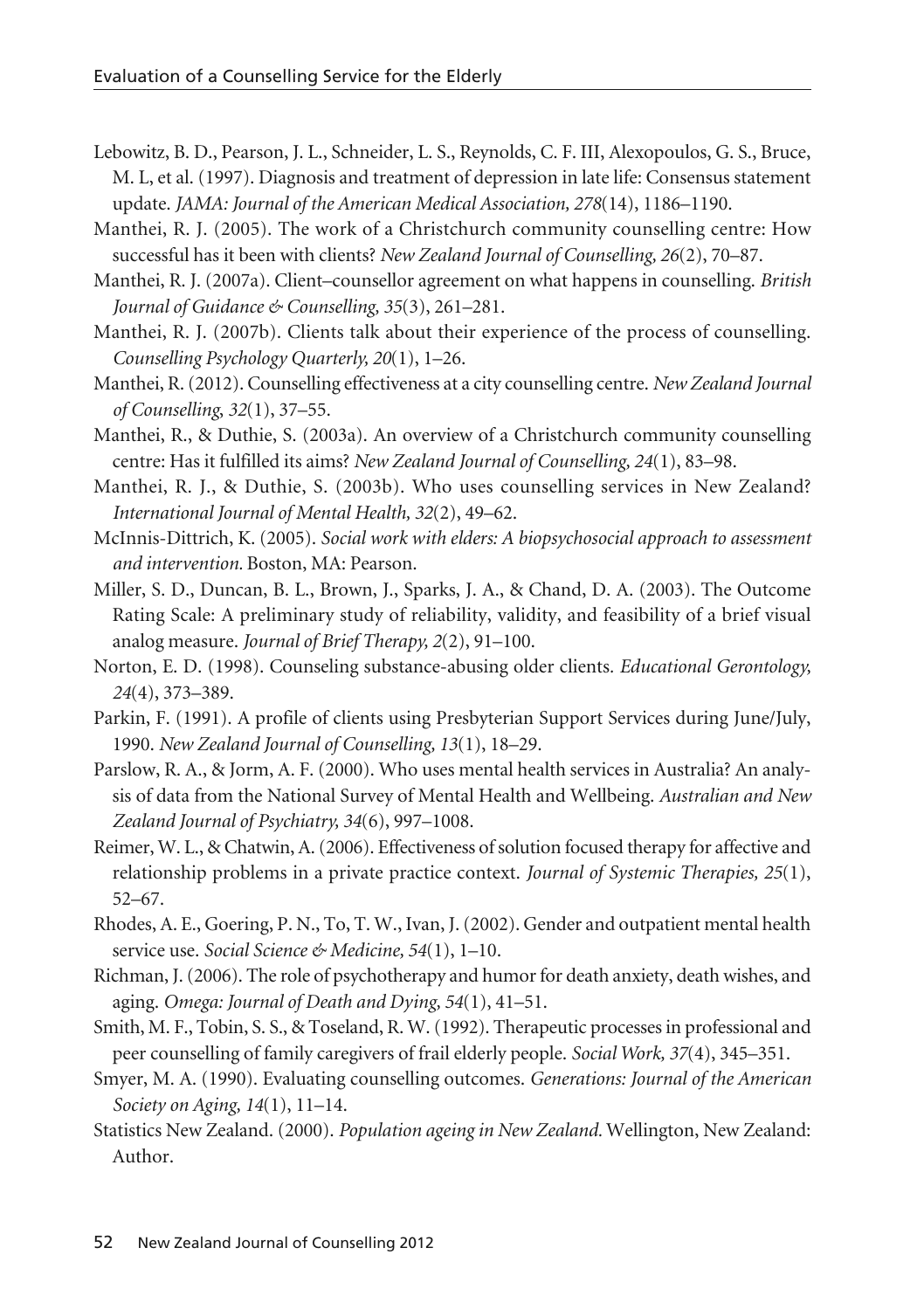Lebowitz, B. D., Pearson, J. L., Schneider, L. S., Reynolds, C. F. III, Alexopoulos, G. S., Bruce, M. L, et al. (1997). Diagnosis and treatment of depression in late life: Consensus statement update. *JAMA: Journal of the American Medical Association, 278*(14), 1186–1190.

Manthei, R. J. (2005). The work of a Christchurch community counselling centre: How successful has it been with clients? *New Zealand Journal of Counselling, 26*(2), 70–87.

Manthei, R. J. (2007a). Client–counsellor agreement on what happens in counselling. *British Journal of Guidance & Counselling, 35*(3), 261–281.

Manthei, R. J. (2007b). Clients talk about their experience of the process of counselling. *Counselling Psychology Quarterly, 20*(1), 1–26.

Manthei, R. (2012). Counselling effectiveness at a city counselling centre. *New Zealand Journal of Counselling, 32*(1), 37–55.

Manthei, R., & Duthie, S. (2003a). An overview of a Christchurch community counselling centre: Has it fulfilled its aims? *New Zealand Journal of Counselling, 24*(1), 83–98.

Manthei, R. J., & Duthie, S. (2003b). Who uses counselling services in New Zealand? *International Journal of Mental Health, 32*(2), 49–62.

McInnis-Dittrich, K. (2005). *Social work with elders: A biopsychosocial approach to assessment and intervention.* Boston, MA: Pearson.

Miller, S. D., Duncan, B. L., Brown, J., Sparks, J. A., & Chand, D. A. (2003). The Outcome Rating Scale: A preliminary study of reliability, validity, and feasibility of a brief visual analog measure. *Journal of Brief Therapy, 2*(2), 91–100.

Norton, E. D. (1998). Counseling substance-abusing older clients. *Educational Gerontology, 24*(4), 373–389.

Parkin, F. (1991). A profile of clients using Presbyterian Support Services during June/July, 1990. *New Zealand Journal of Counselling, 13*(1), 18–29.

Parslow, R. A., & Jorm, A. F. (2000). Who uses mental health services in Australia? An analysis of data from the National Survey of Mental Health and Wellbeing. *Australian and New Zealand Journal of Psychiatry, 34*(6), 997–1008.

Reimer, W. L., & Chatwin, A. (2006). Effectiveness of solution focused therapy for affective and relationship problems in a private practice context. *Journal of Systemic Therapies, 25*(1), 52–67.

Rhodes, A. E., Goering, P. N., To, T. W., Ivan, J. (2002). Gender and outpatient mental health service use. *Social Science & Medicine, 54*(1), 1–10.

Richman, J. (2006). The role of psychotherapy and humor for death anxiety, death wishes, and aging. *Omega: Journal of Death and Dying, 54*(1), 41–51.

Smith, M. F., Tobin, S. S., & Toseland, R. W. (1992). Therapeutic processes in professional and peer counselling of family caregivers of frail elderly people. *Social Work, 37*(4), 345–351.

Smyer, M. A. (1990). Evaluating counselling outcomes. *Generations: Journal of the American Society on Aging, 14*(1), 11–14.

Statistics New Zealand. (2000). *Population ageing in New Zealand.* Wellington, New Zealand: Author.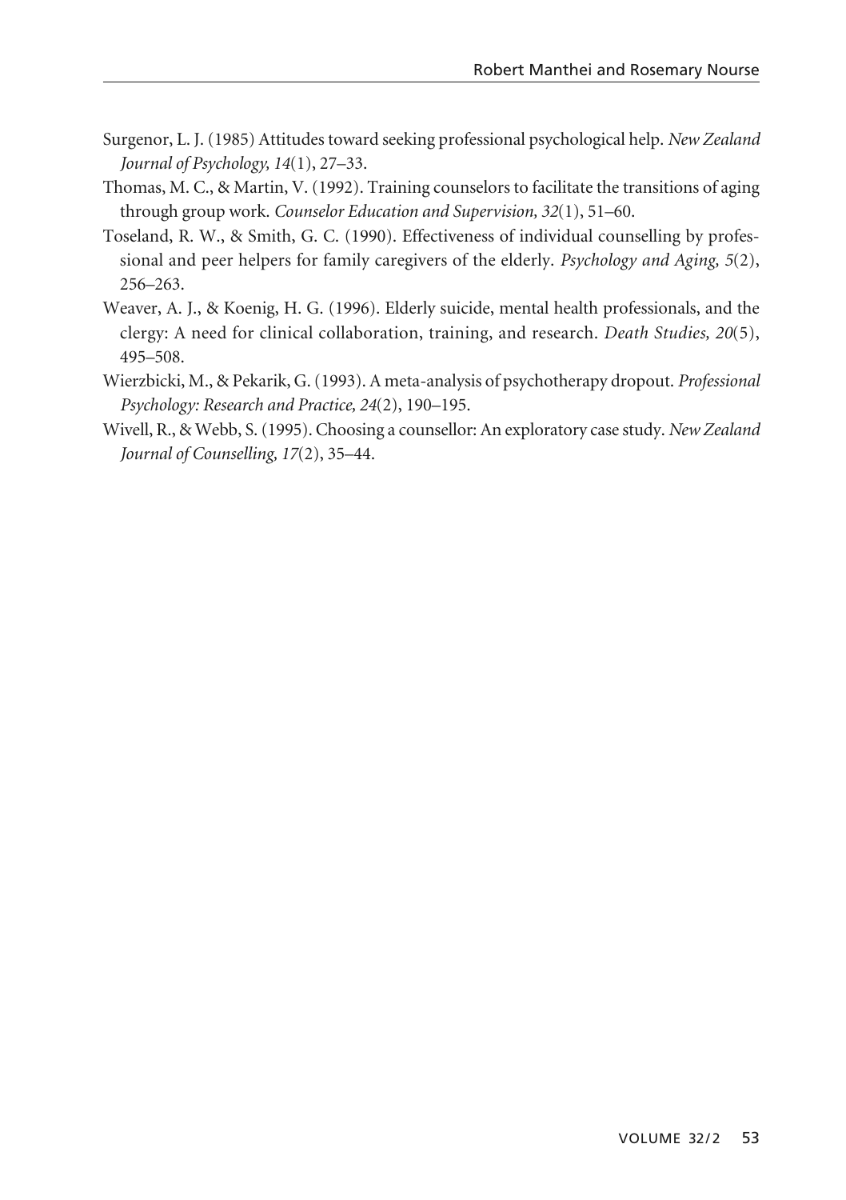Surgenor, L. J. (1985) Attitudes toward seeking professional psychological help. *New Zealand Journal of Psychology, 14*(1), 27–33.

Thomas, M. C., & Martin, V. (1992). Training counselors to facilitate the transitions of aging through group work. *Counselor Education and Supervision, 32*(1), 51–60.

Toseland, R. W., & Smith, G. C. (1990). Effectiveness of individual counselling by professional and peer helpers for family caregivers of the elderly. *Psychology and Aging, 5*(2), 256–263.

Weaver, A. J., & Koenig, H. G. (1996). Elderly suicide, mental health professionals, and the clergy: A need for clinical collaboration, training, and research. *Death Studies, 20*(5), 495–508.

Wierzbicki, M., & Pekarik, G. (1993). A meta-analysis of psychotherapy dropout. *Professional Psychology: Research and Practice, 24*(2), 190–195.

Wivell, R., & Webb, S. (1995). Choosing a counsellor: An exploratory case study. *New Zealand Journal of Counselling, 17*(2), 35–44.